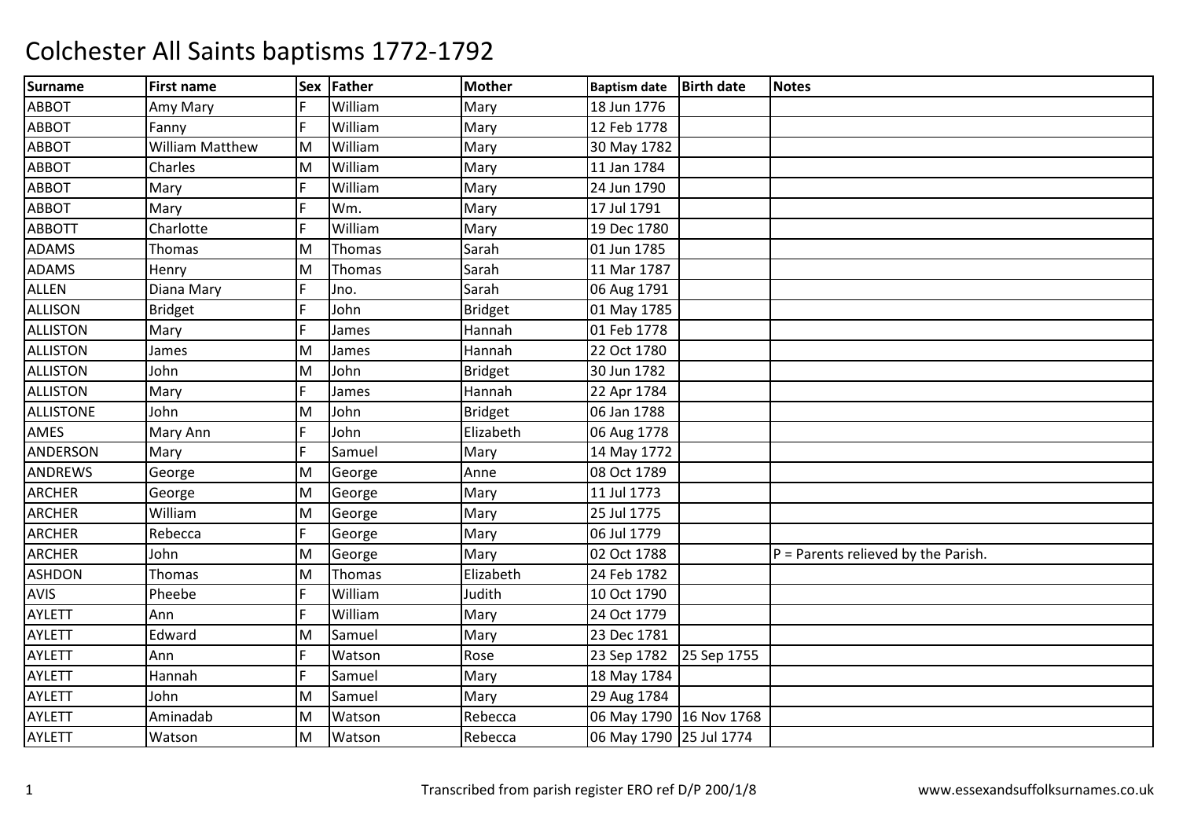# Colchester All Saints baptisms 1772-1792

| Surname | First name | Sex | Father | Mother | Baptism date | Birth date | Notes |
|---|---|---|---|---|---|---|---|
| ABBOT | Amy Mary | F | William | Mary | 18 Jun 1776 | | |
| ABBOT | Fanny | F | William | Mary | 12 Feb 1778 | | |
| ABBOT | William Matthew | M | William | Mary | 30 May 1782 | | |
| ABBOT | Charles | M | William | Mary | 11 Jan 1784 | | |
| ABBOT | Mary | F | William | Mary | 24 Jun 1790 | | |
| ABBOT | Mary | F | Wm. | Mary | 17 Jul 1791 | | |
| ABBOTT | Charlotte | F | William | Mary | 19 Dec 1780 | | |
| ADAMS | Thomas | M | Thomas | Sarah | 01 Jun 1785 | | |
| ADAMS | Henry | M | Thomas | Sarah | 11 Mar 1787 | | |
| ALLEN | Diana Mary | F | Jno. | Sarah | 06 Aug 1791 | | |
| ALLISON | Bridget | F | John | Bridget | 01 May 1785 | | |
| ALLISTON | Mary | F | James | Hannah | 01 Feb 1778 | | |
| ALLISTON | James | M | James | Hannah | 22 Oct 1780 | | |
| ALLISTON | John | M | John | Bridget | 30 Jun 1782 | | |
| ALLISTON | Mary | F | James | Hannah | 22 Apr 1784 | | |
| ALLISTONE | John | M | John | Bridget | 06 Jan 1788 | | |
| AMES | Mary Ann | F | John | Elizabeth | 06 Aug 1778 | | |
| ANDERSON | Mary | F | Samuel | Mary | 14 May 1772 | | |
| ANDREWS | George | M | George | Anne | 08 Oct 1789 | | |
| ARCHER | George | M | George | Mary | 11 Jul 1773 | | |
| ARCHER | William | M | George | Mary | 25 Jul 1775 | | |
| ARCHER | Rebecca | F | George | Mary | 06 Jul 1779 | | |
| ARCHER | John | M | George | Mary | 02 Oct 1788 | | P = Parents relieved by the Parish. |
| ASHDON | Thomas | M | Thomas | Elizabeth | 24 Feb 1782 | | |
| AVIS | Pheebe | F | William | Judith | 10 Oct 1790 | | |
| AYLETT | Ann | F | William | Mary | 24 Oct 1779 | | |
| AYLETT | Edward | M | Samuel | Mary | 23 Dec 1781 | | |
| AYLETT | Ann | F | Watson | Rose | 23 Sep 1782 | 25 Sep 1755 | |
| AYLETT | Hannah | F | Samuel | Mary | 18 May 1784 | | |
| AYLETT | John | M | Samuel | Mary | 29 Aug 1784 | | |
| AYLETT | Aminadab | M | Watson | Rebecca | 06 May 1790 | 16 Nov 1768 | |
| AYLETT | Watson | M | Watson | Rebecca | 06 May 1790 | 25 Jul 1774 | |

Transcribed from parish register ERO ref D/P 200/1/8

www.essexandsuffolksurnames.co.uk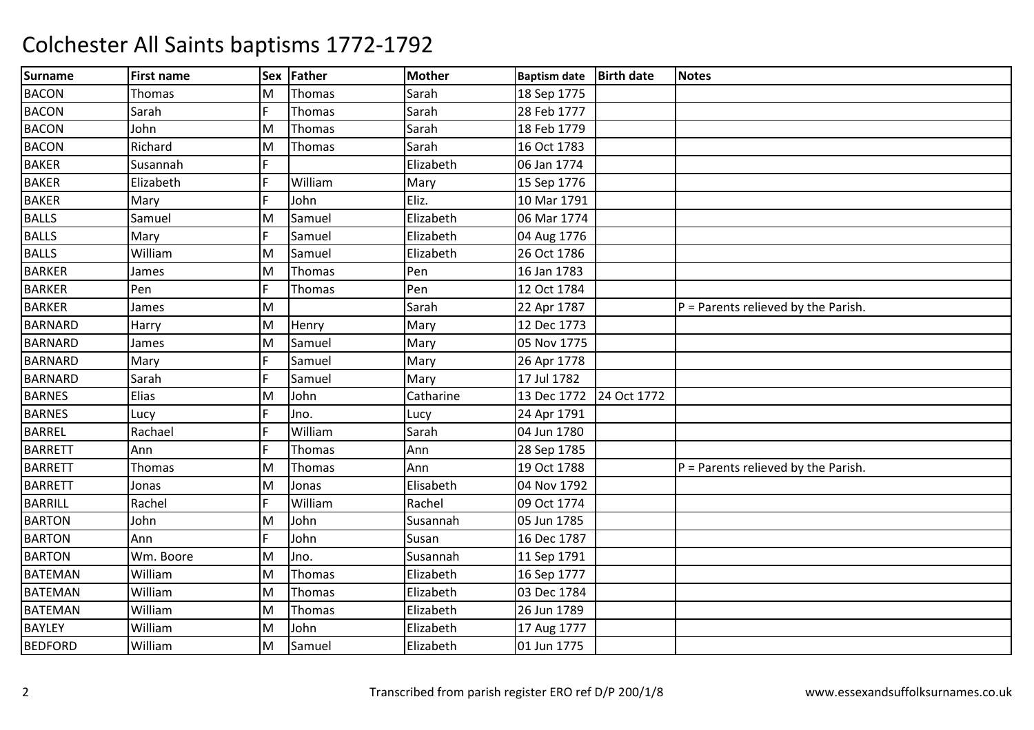# Colchester All Saints baptisms 1772-1792

| Surname | First name | Sex | Father | Mother | Baptism date | Birth date | Notes |
|---|---|---|---|---|---|---|---|
| BACON | Thomas | M | Thomas | Sarah | 18 Sep 1775 | | |
| BACON | Sarah | F | Thomas | Sarah | 28 Feb 1777 | | |
| BACON | John | M | Thomas | Sarah | 18 Feb 1779 | | |
| BACON | Richard | M | Thomas | Sarah | 16 Oct 1783 | | |
| BAKER | Susannah | F | | Elizabeth | 06 Jan 1774 | | |
| BAKER | Elizabeth | F | William | Mary | 15 Sep 1776 | | |
| BAKER | Mary | F | John | Eliz. | 10 Mar 1791 | | |
| BALLS | Samuel | M | Samuel | Elizabeth | 06 Mar 1774 | | |
| BALLS | Mary | F | Samuel | Elizabeth | 04 Aug 1776 | | |
| BALLS | William | M | Samuel | Elizabeth | 26 Oct 1786 | | |
| BARKER | James | M | Thomas | Pen | 16 Jan 1783 | | |
| BARKER | Pen | F | Thomas | Pen | 12 Oct 1784 | | |
| BARKER | James | M | | Sarah | 22 Apr 1787 | | P = Parents relieved by the Parish. |
| BARNARD | Harry | M | Henry | Mary | 12 Dec 1773 | | |
| BARNARD | James | M | Samuel | Mary | 05 Nov 1775 | | |
| BARNARD | Mary | F | Samuel | Mary | 26 Apr 1778 | | |
| BARNARD | Sarah | F | Samuel | Mary | 17 Jul 1782 | | |
| BARNES | Elias | M | John | Catharine | 13 Dec 1772 | 24 Oct 1772 | |
| BARNES | Lucy | F | Jno. | Lucy | 24 Apr 1791 | | |
| BARREL | Rachael | F | William | Sarah | 04 Jun 1780 | | |
| BARRETT | Ann | F | Thomas | Ann | 28 Sep 1785 | | |
| BARRETT | Thomas | M | Thomas | Ann | 19 Oct 1788 | | P = Parents relieved by the Parish. |
| BARRETT | Jonas | M | Jonas | Elisabeth | 04 Nov 1792 | | |
| BARRILL | Rachel | F | William | Rachel | 09 Oct 1774 | | |
| BARTON | John | M | John | Susannah | 05 Jun 1785 | | |
| BARTON | Ann | F | John | Susan | 16 Dec 1787 | | |
| BARTON | Wm. Boore | M | Jno. | Susannah | 11 Sep 1791 | | |
| BATEMAN | William | M | Thomas | Elizabeth | 16 Sep 1777 | | |
| BATEMAN | William | M | Thomas | Elizabeth | 03 Dec 1784 | | |
| BATEMAN | William | M | Thomas | Elizabeth | 26 Jun 1789 | | |
| BAYLEY | William | M | John | Elizabeth | 17 Aug 1777 | | |
| BEDFORD | William | M | Samuel | Elizabeth | 01 Jun 1775 | | |

Transcribed from parish register ERO ref D/P 200/1/8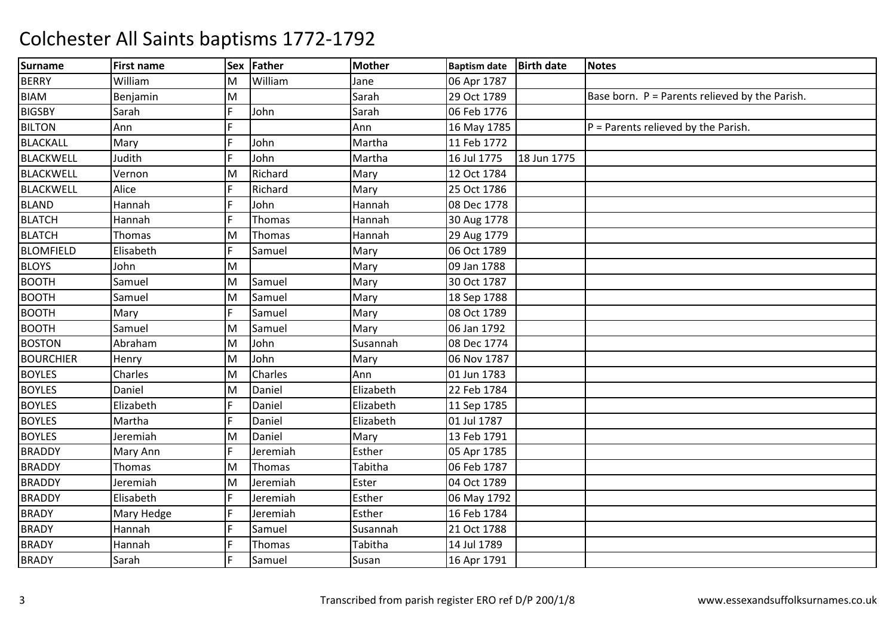# Colchester All Saints baptisms 1772-1792

| Surname | First name | Sex | Father | Mother | Baptism date | Birth date | Notes |
|---|---|---|---|---|---|---|---|
| BERRY | William | M | William | Jane | 06 Apr 1787 | | |
| BIAM | Benjamin | M | | Sarah | 29 Oct 1789 | | Base born. P = Parents relieved by the Parish. |
| BIGSBY | Sarah | F | John | Sarah | 06 Feb 1776 | | |
| BILTON | Ann | F | | Ann | 16 May 1785 | | P = Parents relieved by the Parish. |
| BLACKALL | Mary | F | John | Martha | 11 Feb 1772 | | |
| BLACKWELL | Judith | F | John | Martha | 16 Jul 1775 | 18 Jun 1775 | |
| BLACKWELL | Vernon | M | Richard | Mary | 12 Oct 1784 | | |
| BLACKWELL | Alice | F | Richard | Mary | 25 Oct 1786 | | |
| BLAND | Hannah | F | John | Hannah | 08 Dec 1778 | | |
| BLATCH | Hannah | F | Thomas | Hannah | 30 Aug 1778 | | |
| BLATCH | Thomas | M | Thomas | Hannah | 29 Aug 1779 | | |
| BLOMFIELD | Elisabeth | F | Samuel | Mary | 06 Oct 1789 | | |
| BLOYS | John | M | | Mary | 09 Jan 1788 | | |
| BOOTH | Samuel | M | Samuel | Mary | 30 Oct 1787 | | |
| BOOTH | Samuel | M | Samuel | Mary | 18 Sep 1788 | | |
| BOOTH | Mary | F | Samuel | Mary | 08 Oct 1789 | | |
| BOOTH | Samuel | M | Samuel | Mary | 06 Jan 1792 | | |
| BOSTON | Abraham | M | John | Susannah | 08 Dec 1774 | | |
| BOURCHIER | Henry | M | John | Mary | 06 Nov 1787 | | |
| BOYLES | Charles | M | Charles | Ann | 01 Jun 1783 | | |
| BOYLES | Daniel | M | Daniel | Elizabeth | 22 Feb 1784 | | |
| BOYLES | Elizabeth | F | Daniel | Elizabeth | 11 Sep 1785 | | |
| BOYLES | Martha | F | Daniel | Elizabeth | 01 Jul 1787 | | |
| BOYLES | Jeremiah | M | Daniel | Mary | 13 Feb 1791 | | |
| BRADDY | Mary Ann | F | Jeremiah | Esther | 05 Apr 1785 | | |
| BRADDY | Thomas | M | Thomas | Tabitha | 06 Feb 1787 | | |
| BRADDY | Jeremiah | M | Jeremiah | Ester | 04 Oct 1789 | | |
| BRADDY | Elisabeth | F | Jeremiah | Esther | 06 May 1792 | | |
| BRADY | Mary Hedge | F | Jeremiah | Esther | 16 Feb 1784 | | |
| BRADY | Hannah | F | Samuel | Susannah | 21 Oct 1788 | | |
| BRADY | Hannah | F | Thomas | Tabitha | 14 Jul 1789 | | |
| BRADY | Sarah | F | Samuel | Susan | 16 Apr 1791 | | |

Transcribed from parish register ERO ref D/P 200/1/8 www.essexandsuffolksurnames.co.uk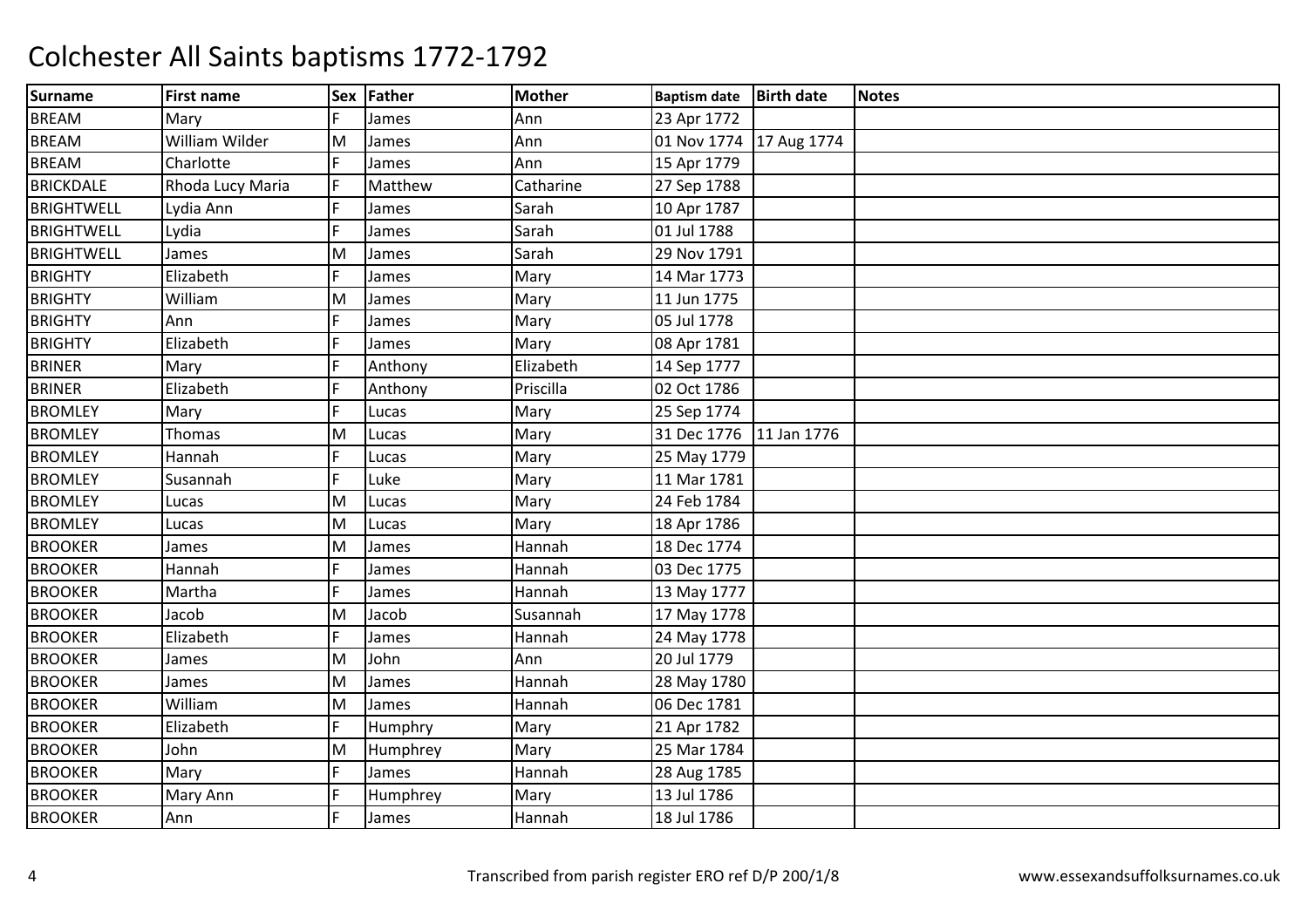# Colchester All Saints baptisms 1772-1792

| Surname | First name | Sex | Father | Mother | Baptism date | Birth date | Notes |
|---|---|---|---|---|---|---|---|
| BREAM | Mary | F | James | Ann | 23 Apr 1772 | | |
| BREAM | William Wilder | M | James | Ann | 01 Nov 1774 | 17 Aug 1774 | |
| BREAM | Charlotte | F | James | Ann | 15 Apr 1779 | | |
| BRICKDALE | Rhoda Lucy Maria | F | Matthew | Catharine | 27 Sep 1788 | | |
| BRIGHTWELL | Lydia Ann | F | James | Sarah | 10 Apr 1787 | | |
| BRIGHTWELL | Lydia | F | James | Sarah | 01 Jul 1788 | | |
| BRIGHTWELL | James | M | James | Sarah | 29 Nov 1791 | | |
| BRIGHTY | Elizabeth | F | James | Mary | 14 Mar 1773 | | |
| BRIGHTY | William | M | James | Mary | 11 Jun 1775 | | |
| BRIGHTY | Ann | F | James | Mary | 05 Jul 1778 | | |
| BRIGHTY | Elizabeth | F | James | Mary | 08 Apr 1781 | | |
| BRINER | Mary | F | Anthony | Elizabeth | 14 Sep 1777 | | |
| BRINER | Elizabeth | F | Anthony | Priscilla | 02 Oct 1786 | | |
| BROMLEY | Mary | F | Lucas | Mary | 25 Sep 1774 | | |
| BROMLEY | Thomas | M | Lucas | Mary | 31 Dec 1776 | 11 Jan 1776 | |
| BROMLEY | Hannah | F | Lucas | Mary | 25 May 1779 | | |
| BROMLEY | Susannah | F | Luke | Mary | 11 Mar 1781 | | |
| BROMLEY | Lucas | M | Lucas | Mary | 24 Feb 1784 | | |
| BROMLEY | Lucas | M | Lucas | Mary | 18 Apr 1786 | | |
| BROOKER | James | M | James | Hannah | 18 Dec 1774 | | |
| BROOKER | Hannah | F | James | Hannah | 03 Dec 1775 | | |
| BROOKER | Martha | F | James | Hannah | 13 May 1777 | | |
| BROOKER | Jacob | M | Jacob | Susannah | 17 May 1778 | | |
| BROOKER | Elizabeth | F | James | Hannah | 24 May 1778 | | |
| BROOKER | James | M | John | Ann | 20 Jul 1779 | | |
| BROOKER | James | M | James | Hannah | 28 May 1780 | | |
| BROOKER | William | M | James | Hannah | 06 Dec 1781 | | |
| BROOKER | Elizabeth | F | Humphry | Mary | 21 Apr 1782 | | |
| BROOKER | John | M | Humphrey | Mary | 25 Mar 1784 | | |
| BROOKER | Mary | F | James | Hannah | 28 Aug 1785 | | |
| BROOKER | Mary Ann | F | Humphrey | Mary | 13 Jul 1786 | | |
| BROOKER | Ann | F | James | Hannah | 18 Jul 1786 | | |

Transcribed from parish register ERO ref D/P 200/1/8

www.essexandsuffolksurnames.co.uk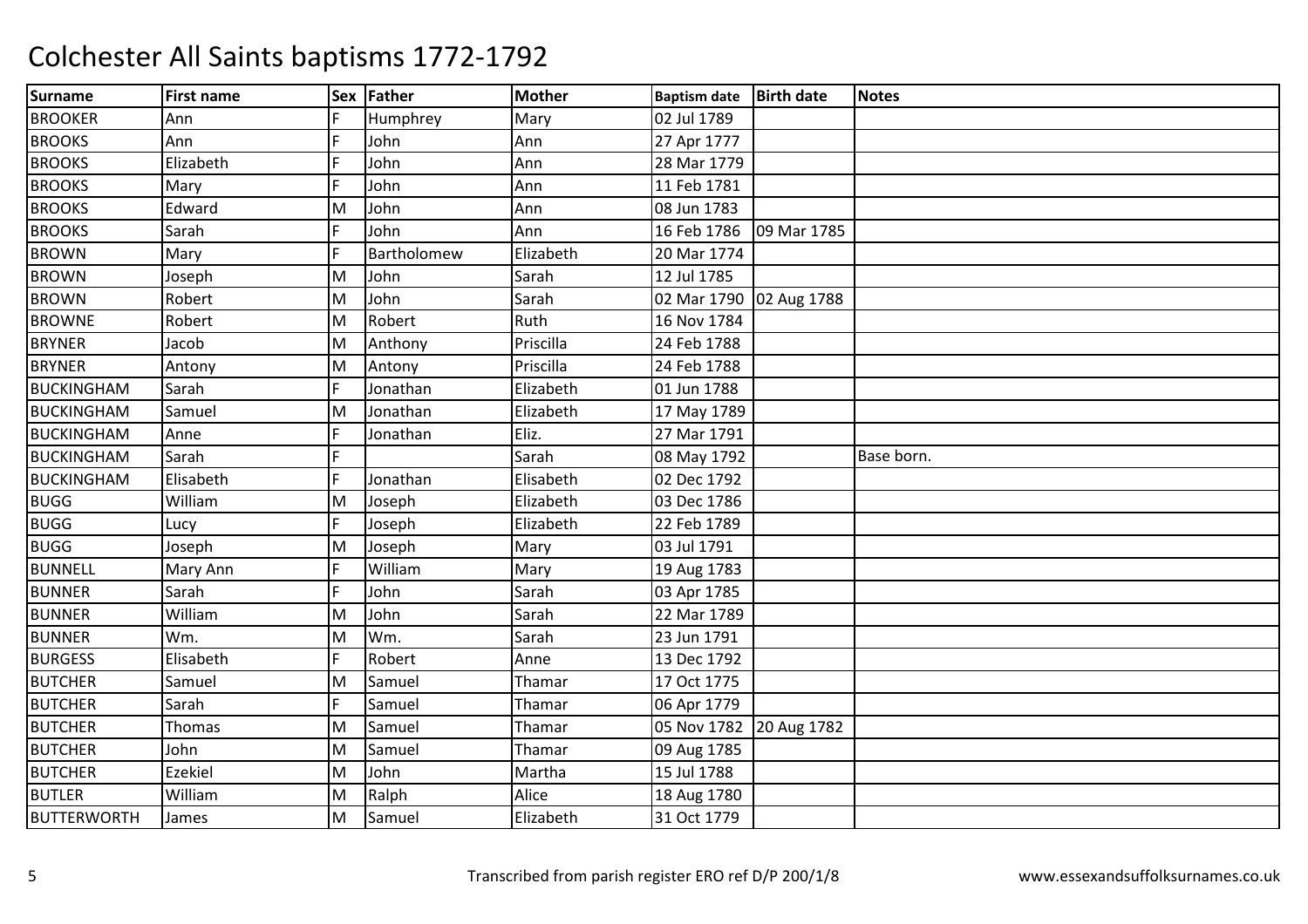# Colchester All Saints baptisms 1772-1792

| Surname | First name | Sex | Father | Mother | Baptism date | Birth date | Notes |
|---|---|---|---|---|---|---|---|
| BROOKER | Ann | F | Humphrey | Mary | 02 Jul 1789 | | |
| BROOKS | Ann | F | John | Ann | 27 Apr 1777 | | |
| BROOKS | Elizabeth | F | John | Ann | 28 Mar 1779 | | |
| BROOKS | Mary | F | John | Ann | 11 Feb 1781 | | |
| BROOKS | Edward | M | John | Ann | 08 Jun 1783 | | |
| BROOKS | Sarah | F | John | Ann | 16 Feb 1786 | 09 Mar 1785 | |
| BROWN | Mary | F | Bartholomew | Elizabeth | 20 Mar 1774 | | |
| BROWN | Joseph | M | John | Sarah | 12 Jul 1785 | | |
| BROWN | Robert | M | John | Sarah | 02 Mar 1790 | 02 Aug 1788 | |
| BROWNE | Robert | M | Robert | Ruth | 16 Nov 1784 | | |
| BRYNER | Jacob | M | Anthony | Priscilla | 24 Feb 1788 | | |
| BRYNER | Antony | M | Antony | Priscilla | 24 Feb 1788 | | |
| BUCKINGHAM | Sarah | F | Jonathan | Elizabeth | 01 Jun 1788 | | |
| BUCKINGHAM | Samuel | M | Jonathan | Elizabeth | 17 May 1789 | | |
| BUCKINGHAM | Anne | F | Jonathan | Eliz. | 27 Mar 1791 | | |
| BUCKINGHAM | Sarah | F | | Sarah | 08 May 1792 | | Base born. |
| BUCKINGHAM | Elisabeth | F | Jonathan | Elisabeth | 02 Dec 1792 | | |
| BUGG | William | M | Joseph | Elizabeth | 03 Dec 1786 | | |
| BUGG | Lucy | F | Joseph | Elizabeth | 22 Feb 1789 | | |
| BUGG | Joseph | M | Joseph | Mary | 03 Jul 1791 | | |
| BUNNELL | Mary Ann | F | William | Mary | 19 Aug 1783 | | |
| BUNNER | Sarah | F | John | Sarah | 03 Apr 1785 | | |
| BUNNER | William | M | John | Sarah | 22 Mar 1789 | | |
| BUNNER | Wm. | M | Wm. | Sarah | 23 Jun 1791 | | |
| BURGESS | Elisabeth | F | Robert | Anne | 13 Dec 1792 | | |
| BUTCHER | Samuel | M | Samuel | Thamar | 17 Oct 1775 | | |
| BUTCHER | Sarah | F | Samuel | Thamar | 06 Apr 1779 | | |
| BUTCHER | Thomas | M | Samuel | Thamar | 05 Nov 1782 | 20 Aug 1782 | |
| BUTCHER | John | M | Samuel | Thamar | 09 Aug 1785 | | |
| BUTCHER | Ezekiel | M | John | Martha | 15 Jul 1788 | | |
| BUTLER | William | M | Ralph | Alice | 18 Aug 1780 | | |
| BUTTERWORTH | James | M | Samuel | Elizabeth | 31 Oct 1779 | | |

Transcribed from parish register ERO ref D/P 200/1/8 www.essexandsuffolksurnames.co.uk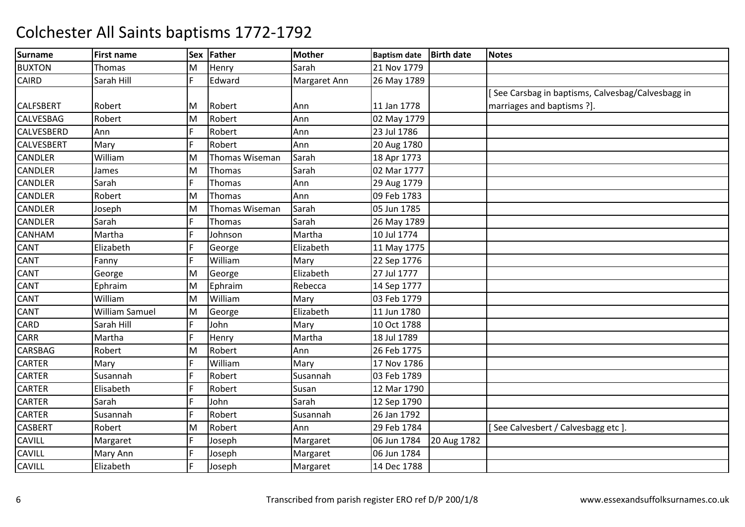# Colchester All Saints baptisms 1772-1792

| Surname | First name | Sex | Father | Mother | Baptism date | Birth date | Notes |
|---|---|---|---|---|---|---|---|
| BUXTON | Thomas | M | Henry | Sarah | 21 Nov 1779 | | |
| CAIRD | Sarah Hill | F | Edward | Margaret Ann | 26 May 1789 | | |
| CALFSBERT | Robert | M | Robert | Ann | 11 Jan 1778 | | [ See Carsbag in baptisms, Calvesbag/Calvesbagg in marriages and baptisms ?]. |
| CALVESBAG | Robert | M | Robert | Ann | 02 May 1779 | | |
| CALVESBERD | Ann | F | Robert | Ann | 23 Jul 1786 | | |
| CALVESBERT | Mary | F | Robert | Ann | 20 Aug 1780 | | |
| CANDLER | William | M | Thomas Wiseman | Sarah | 18 Apr 1773 | | |
| CANDLER | James | M | Thomas | Sarah | 02 Mar 1777 | | |
| CANDLER | Sarah | F | Thomas | Ann | 29 Aug 1779 | | |
| CANDLER | Robert | M | Thomas | Ann | 09 Feb 1783 | | |
| CANDLER | Joseph | M | Thomas Wiseman | Sarah | 05 Jun 1785 | | |
| CANDLER | Sarah | F | Thomas | Sarah | 26 May 1789 | | |
| CANHAM | Martha | F | Johnson | Martha | 10 Jul 1774 | | |
| CANT | Elizabeth | F | George | Elizabeth | 11 May 1775 | | |
| CANT | Fanny | F | William | Mary | 22 Sep 1776 | | |
| CANT | George | M | George | Elizabeth | 27 Jul 1777 | | |
| CANT | Ephraim | M | Ephraim | Rebecca | 14 Sep 1777 | | |
| CANT | William | M | William | Mary | 03 Feb 1779 | | |
| CANT | William Samuel | M | George | Elizabeth | 11 Jun 1780 | | |
| CARD | Sarah Hill | F | John | Mary | 10 Oct 1788 | | |
| CARR | Martha | F | Henry | Martha | 18 Jul 1789 | | |
| CARSBAG | Robert | M | Robert | Ann | 26 Feb 1775 | | |
| CARTER | Mary | F | William | Mary | 17 Nov 1786 | | |
| CARTER | Susannah | F | Robert | Susannah | 03 Feb 1789 | | |
| CARTER | Elisabeth | F | Robert | Susan | 12 Mar 1790 | | |
| CARTER | Sarah | F | John | Sarah | 12 Sep 1790 | | |
| CARTER | Susannah | F | Robert | Susannah | 26 Jan 1792 | | |
| CASBERT | Robert | M | Robert | Ann | 29 Feb 1784 | | [ See Calvesbert / Calvesbagg etc ]. |
| CAVILL | Margaret | F | Joseph | Margaret | 06 Jun 1784 | 20 Aug 1782 | |
| CAVILL | Mary Ann | F | Joseph | Margaret | 06 Jun 1784 | | |
| CAVILL | Elizabeth | F | Joseph | Margaret | 14 Dec 1788 | | |

Transcribed from parish register ERO ref D/P 200/1/8 www.essexandsuffolksurnames.co.uk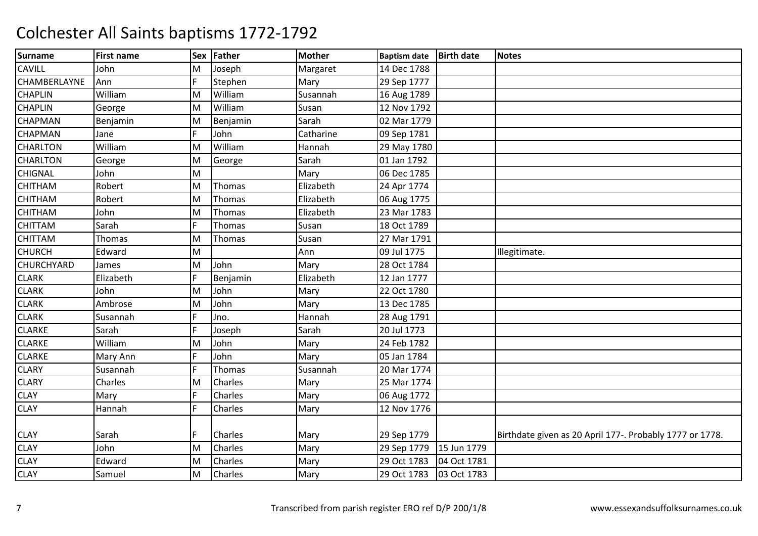# Colchester All Saints baptisms 1772-1792

| Surname | First name | Sex | Father | Mother | Baptism date | Birth date | Notes |
|---|---|---|---|---|---|---|---|
| CAVILL | John | M | Joseph | Margaret | 14 Dec 1788 | | |
| CHAMBERLAYNE | Ann | F | Stephen | Mary | 29 Sep 1777 | | |
| CHAPLIN | William | M | William | Susannah | 16 Aug 1789 | | |
| CHAPLIN | George | M | William | Susan | 12 Nov 1792 | | |
| CHAPMAN | Benjamin | M | Benjamin | Sarah | 02 Mar 1779 | | |
| CHAPMAN | Jane | F | John | Catharine | 09 Sep 1781 | | |
| CHARLTON | William | M | William | Hannah | 29 May 1780 | | |
| CHARLTON | George | M | George | Sarah | 01 Jan 1792 | | |
| CHIGNAL | John | M | | Mary | 06 Dec 1785 | | |
| CHITHAM | Robert | M | Thomas | Elizabeth | 24 Apr 1774 | | |
| CHITHAM | Robert | M | Thomas | Elizabeth | 06 Aug 1775 | | |
| CHITHAM | John | M | Thomas | Elizabeth | 23 Mar 1783 | | |
| CHITTAM | Sarah | F | Thomas | Susan | 18 Oct 1789 | | |
| CHITTAM | Thomas | M | Thomas | Susan | 27 Mar 1791 | | |
| CHURCH | Edward | M | | Ann | 09 Jul 1775 | | Illegitimate. |
| CHURCHYARD | James | M | John | Mary | 28 Oct 1784 | | |
| CLARK | Elizabeth | F | Benjamin | Elizabeth | 12 Jan 1777 | | |
| CLARK | John | M | John | Mary | 22 Oct 1780 | | |
| CLARK | Ambrose | M | John | Mary | 13 Dec 1785 | | |
| CLARK | Susannah | F | Jno. | Hannah | 28 Aug 1791 | | |
| CLARKE | Sarah | F | Joseph | Sarah | 20 Jul 1773 | | |
| CLARKE | William | M | John | Mary | 24 Feb 1782 | | |
| CLARKE | Mary Ann | F | John | Mary | 05 Jan 1784 | | |
| CLARY | Susannah | F | Thomas | Susannah | 20 Mar 1774 | | |
| CLARY | Charles | M | Charles | Mary | 25 Mar 1774 | | |
| CLAY | Mary | F | Charles | Mary | 06 Aug 1772 | | |
| CLAY | Hannah | F | Charles | Mary | 12 Nov 1776 | | |
| CLAY | Sarah | F | Charles | Mary | 29 Sep 1779 | | Birthdate given as 20 April 177-. Probably 1777 or 1778. |
| CLAY | John | M | Charles | Mary | 29 Sep 1779 | 15 Jun 1779 | |
| CLAY | Edward | M | Charles | Mary | 29 Oct 1783 | 04 Oct 1781 | |
| CLAY | Samuel | M | Charles | Mary | 29 Oct 1783 | 03 Oct 1783 | |

Transcribed from parish register ERO ref D/P 200/1/8

www.essexandsuffolksurnames.co.uk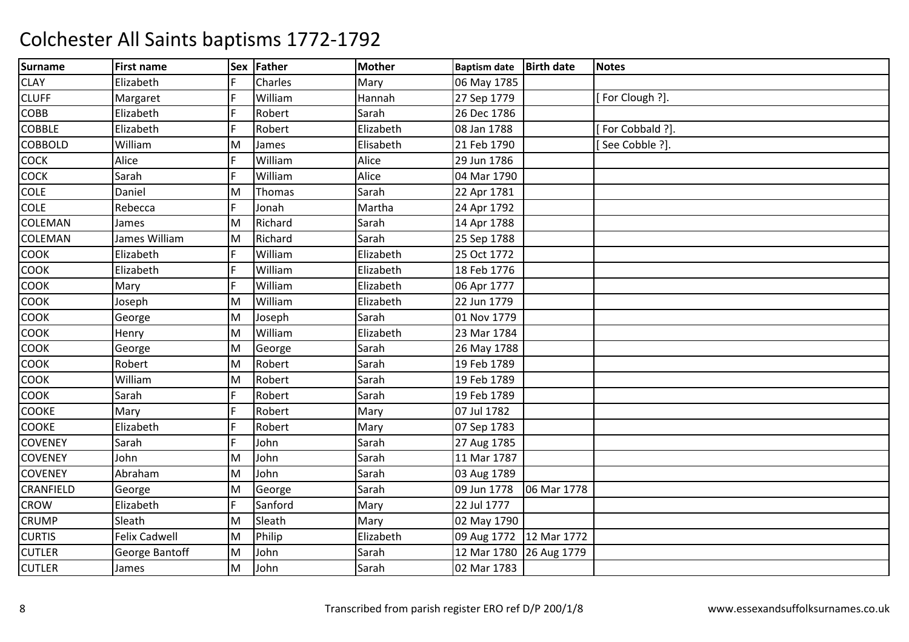# Colchester All Saints baptisms 1772-1792

| Surname | First name | Sex | Father | Mother | Baptism date | Birth date | Notes |
|---|---|---|---|---|---|---|---|
| CLAY | Elizabeth | F | Charles | Mary | 06 May 1785 | | |
| CLUFF | Margaret | F | William | Hannah | 27 Sep 1779 | | [ For Clough ?]. |
| COBB | Elizabeth | F | Robert | Sarah | 26 Dec 1786 | | |
| COBBLE | Elizabeth | F | Robert | Elizabeth | 08 Jan 1788 | | [ For Cobbald ?]. |
| COBBOLD | William | M | James | Elisabeth | 21 Feb 1790 | | [ See Cobble ?]. |
| COCK | Alice | F | William | Alice | 29 Jun 1786 | | |
| COCK | Sarah | F | William | Alice | 04 Mar 1790 | | |
| COLE | Daniel | M | Thomas | Sarah | 22 Apr 1781 | | |
| COLE | Rebecca | F | Jonah | Martha | 24 Apr 1792 | | |
| COLEMAN | James | M | Richard | Sarah | 14 Apr 1788 | | |
| COLEMAN | James William | M | Richard | Sarah | 25 Sep 1788 | | |
| COOK | Elizabeth | F | William | Elizabeth | 25 Oct 1772 | | |
| COOK | Elizabeth | F | William | Elizabeth | 18 Feb 1776 | | |
| COOK | Mary | F | William | Elizabeth | 06 Apr 1777 | | |
| COOK | Joseph | M | William | Elizabeth | 22 Jun 1779 | | |
| COOK | George | M | Joseph | Sarah | 01 Nov 1779 | | |
| COOK | Henry | M | William | Elizabeth | 23 Mar 1784 | | |
| COOK | George | M | George | Sarah | 26 May 1788 | | |
| COOK | Robert | M | Robert | Sarah | 19 Feb 1789 | | |
| COOK | William | M | Robert | Sarah | 19 Feb 1789 | | |
| COOK | Sarah | F | Robert | Sarah | 19 Feb 1789 | | |
| COOKE | Mary | F | Robert | Mary | 07 Jul 1782 | | |
| COOKE | Elizabeth | F | Robert | Mary | 07 Sep 1783 | | |
| COVENEY | Sarah | F | John | Sarah | 27 Aug 1785 | | |
| COVENEY | John | M | John | Sarah | 11 Mar 1787 | | |
| COVENEY | Abraham | M | John | Sarah | 03 Aug 1789 | | |
| CRANFIELD | George | M | George | Sarah | 09 Jun 1778 | 06 Mar 1778 | |
| CROW | Elizabeth | F | Sanford | Mary | 22 Jul 1777 | | |
| CRUMP | Sleath | M | Sleath | Mary | 02 May 1790 | | |
| CURTIS | Felix Cadwell | M | Philip | Elizabeth | 09 Aug 1772 | 12 Mar 1772 | |
| CUTLER | George Bantoff | M | John | Sarah | 12 Mar 1780 | 26 Aug 1779 | |
| CUTLER | James | M | John | Sarah | 02 Mar 1783 | | |

Transcribed from parish register ERO ref D/P 200/1/8 www.essexandsuffolksurnames.co.uk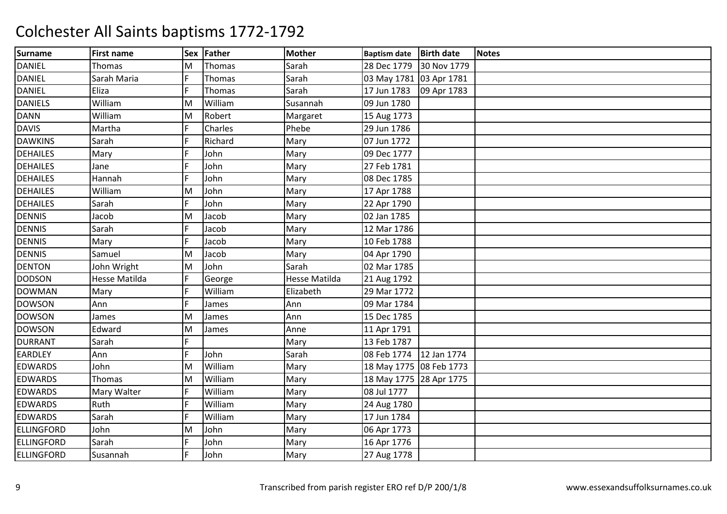# Colchester All Saints baptisms 1772-1792

| Surname | First name | Sex | Father | Mother | Baptism date | Birth date | Notes |
|---|---|---|---|---|---|---|---|
| DANIEL | Thomas | M | Thomas | Sarah | 28 Dec 1779 | 30 Nov 1779 | |
| DANIEL | Sarah Maria | F | Thomas | Sarah | 03 May 1781 | 03 Apr 1781 | |
| DANIEL | Eliza | F | Thomas | Sarah | 17 Jun 1783 | 09 Apr 1783 | |
| DANIELS | William | M | William | Susannah | 09 Jun 1780 | | |
| DANN | William | M | Robert | Margaret | 15 Aug 1773 | | |
| DAVIS | Martha | F | Charles | Phebe | 29 Jun 1786 | | |
| DAWKINS | Sarah | F | Richard | Mary | 07 Jun 1772 | | |
| DEHAILES | Mary | F | John | Mary | 09 Dec 1777 | | |
| DEHAILES | Jane | F | John | Mary | 27 Feb 1781 | | |
| DEHAILES | Hannah | F | John | Mary | 08 Dec 1785 | | |
| DEHAILES | William | M | John | Mary | 17 Apr 1788 | | |
| DEHAILES | Sarah | F | John | Mary | 22 Apr 1790 | | |
| DENNIS | Jacob | M | Jacob | Mary | 02 Jan 1785 | | |
| DENNIS | Sarah | F | Jacob | Mary | 12 Mar 1786 | | |
| DENNIS | Mary | F | Jacob | Mary | 10 Feb 1788 | | |
| DENNIS | Samuel | M | Jacob | Mary | 04 Apr 1790 | | |
| DENTON | John Wright | M | John | Sarah | 02 Mar 1785 | | |
| DODSON | Hesse Matilda | F | George | Hesse Matilda | 21 Aug 1792 | | |
| DOWMAN | Mary | F | William | Elizabeth | 29 Mar 1772 | | |
| DOWSON | Ann | F | James | Ann | 09 Mar 1784 | | |
| DOWSON | James | M | James | Ann | 15 Dec 1785 | | |
| DOWSON | Edward | M | James | Anne | 11 Apr 1791 | | |
| DURRANT | Sarah | F | | Mary | 13 Feb 1787 | | |
| EARDLEY | Ann | F | John | Sarah | 08 Feb 1774 | 12 Jan 1774 | |
| EDWARDS | John | M | William | Mary | 18 May 1775 | 08 Feb 1773 | |
| EDWARDS | Thomas | M | William | Mary | 18 May 1775 | 28 Apr 1775 | |
| EDWARDS | Mary Walter | F | William | Mary | 08 Jul 1777 | | |
| EDWARDS | Ruth | F | William | Mary | 24 Aug 1780 | | |
| EDWARDS | Sarah | F | William | Mary | 17 Jun 1784 | | |
| ELLINGFORD | John | M | John | Mary | 06 Apr 1773 | | |
| ELLINGFORD | Sarah | F | John | Mary | 16 Apr 1776 | | |
| ELLINGFORD | Susannah | F | John | Mary | 27 Aug 1778 | | |

Transcribed from parish register ERO ref D/P 200/1/8

www.essexandsuffolksurnames.co.uk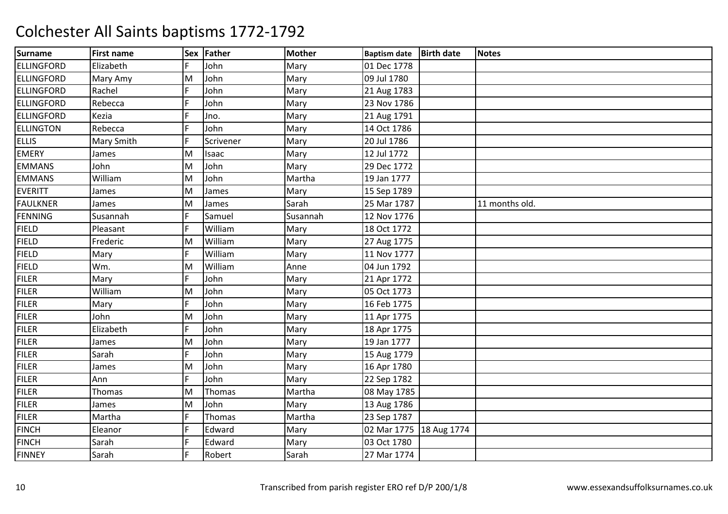# Colchester All Saints baptisms 1772-1792

| Surname | First name | Sex | Father | Mother | Baptism date | Birth date | Notes |
|---|---|---|---|---|---|---|---|
| ELLINGFORD | Elizabeth | F | John | Mary | 01 Dec 1778 | | |
| ELLINGFORD | Mary Amy | M | John | Mary | 09 Jul 1780 | | |
| ELLINGFORD | Rachel | F | John | Mary | 21 Aug 1783 | | |
| ELLINGFORD | Rebecca | F | John | Mary | 23 Nov 1786 | | |
| ELLINGFORD | Kezia | F | Jno. | Mary | 21 Aug 1791 | | |
| ELLINGTON | Rebecca | F | John | Mary | 14 Oct 1786 | | |
| ELLIS | Mary Smith | F | Scrivener | Mary | 20 Jul 1786 | | |
| EMERY | James | M | Isaac | Mary | 12 Jul 1772 | | |
| EMMANS | John | M | John | Mary | 29 Dec 1772 | | |
| EMMANS | William | M | John | Martha | 19 Jan 1777 | | |
| EVERITT | James | M | James | Mary | 15 Sep 1789 | | |
| FAULKNER | James | M | James | Sarah | 25 Mar 1787 | | 11 months old. |
| FENNING | Susannah | F | Samuel | Susannah | 12 Nov 1776 | | |
| FIELD | Pleasant | F | William | Mary | 18 Oct 1772 | | |
| FIELD | Frederic | M | William | Mary | 27 Aug 1775 | | |
| FIELD | Mary | F | William | Mary | 11 Nov 1777 | | |
| FIELD | Wm. | M | William | Anne | 04 Jun 1792 | | |
| FILER | Mary | F | John | Mary | 21 Apr 1772 | | |
| FILER | William | M | John | Mary | 05 Oct 1773 | | |
| FILER | Mary | F | John | Mary | 16 Feb 1775 | | |
| FILER | John | M | John | Mary | 11 Apr 1775 | | |
| FILER | Elizabeth | F | John | Mary | 18 Apr 1775 | | |
| FILER | James | M | John | Mary | 19 Jan 1777 | | |
| FILER | Sarah | F | John | Mary | 15 Aug 1779 | | |
| FILER | James | M | John | Mary | 16 Apr 1780 | | |
| FILER | Ann | F | John | Mary | 22 Sep 1782 | | |
| FILER | Thomas | M | Thomas | Martha | 08 May 1785 | | |
| FILER | James | M | John | Mary | 13 Aug 1786 | | |
| FILER | Martha | F | Thomas | Martha | 23 Sep 1787 | | |
| FINCH | Eleanor | F | Edward | Mary | 02 Mar 1775 | 18 Aug 1774 | |
| FINCH | Sarah | F | Edward | Mary | 03 Oct 1780 | | |
| FINNEY | Sarah | F | Robert | Sarah | 27 Mar 1774 | | |

Transcribed from parish register ERO ref D/P 200/1/8

www.essexandsuffolksurnames.co.uk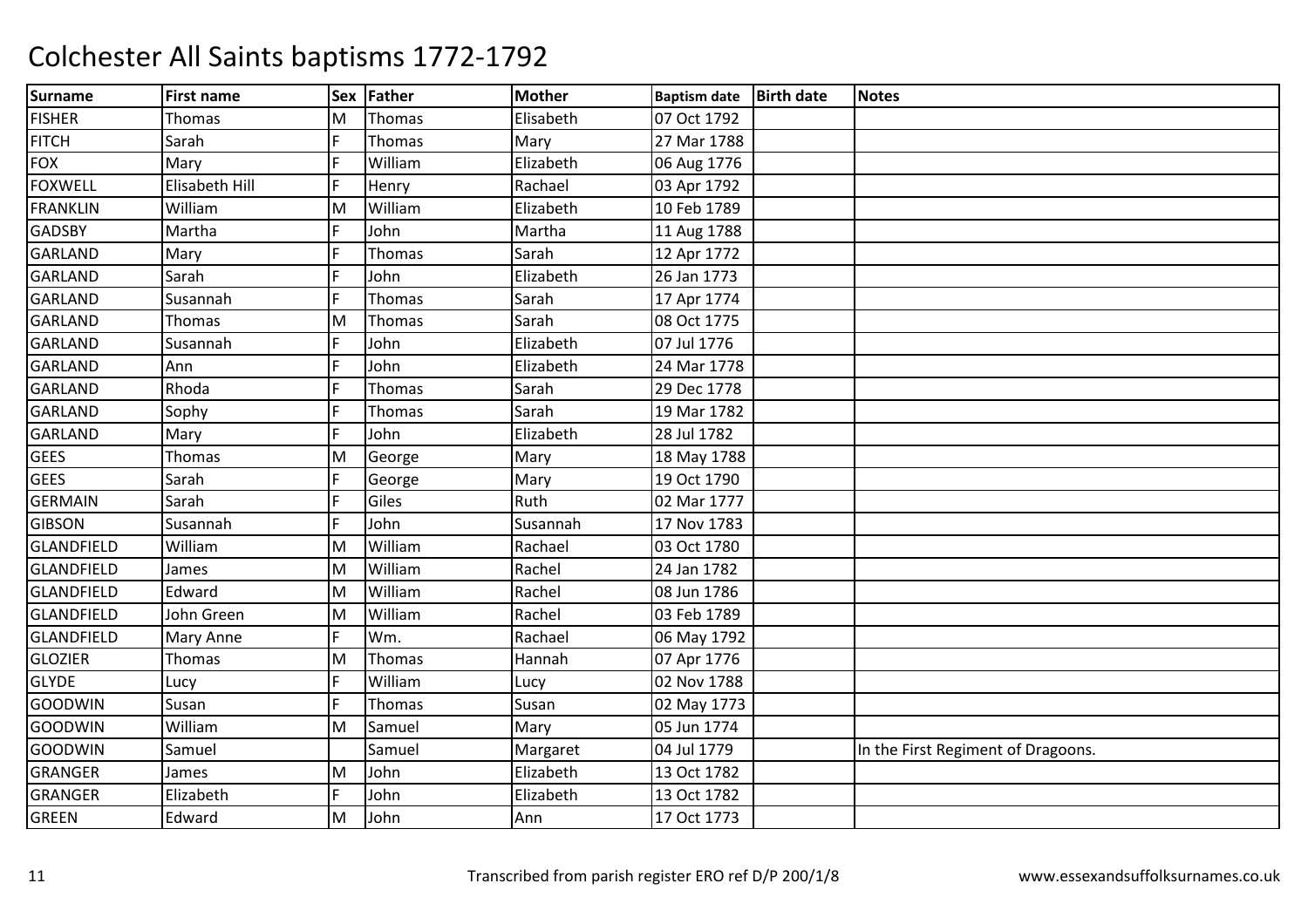# Colchester All Saints baptisms 1772-1792

| Surname | First name | Sex | Father | Mother | Baptism date | Birth date | Notes |
|---|---|---|---|---|---|---|---|
| FISHER | Thomas | M | Thomas | Elisabeth | 07 Oct 1792 | | |
| FITCH | Sarah | F | Thomas | Mary | 27 Mar 1788 | | |
| FOX | Mary | F | William | Elizabeth | 06 Aug 1776 | | |
| FOXWELL | Elisabeth Hill | F | Henry | Rachael | 03 Apr 1792 | | |
| FRANKLIN | William | M | William | Elizabeth | 10 Feb 1789 | | |
| GADSBY | Martha | F | John | Martha | 11 Aug 1788 | | |
| GARLAND | Mary | F | Thomas | Sarah | 12 Apr 1772 | | |
| GARLAND | Sarah | F | John | Elizabeth | 26 Jan 1773 | | |
| GARLAND | Susannah | F | Thomas | Sarah | 17 Apr 1774 | | |
| GARLAND | Thomas | M | Thomas | Sarah | 08 Oct 1775 | | |
| GARLAND | Susannah | F | John | Elizabeth | 07 Jul 1776 | | |
| GARLAND | Ann | F | John | Elizabeth | 24 Mar 1778 | | |
| GARLAND | Rhoda | F | Thomas | Sarah | 29 Dec 1778 | | |
| GARLAND | Sophy | F | Thomas | Sarah | 19 Mar 1782 | | |
| GARLAND | Mary | F | John | Elizabeth | 28 Jul 1782 | | |
| GEES | Thomas | M | George | Mary | 18 May 1788 | | |
| GEES | Sarah | F | George | Mary | 19 Oct 1790 | | |
| GERMAIN | Sarah | F | Giles | Ruth | 02 Mar 1777 | | |
| GIBSON | Susannah | F | John | Susannah | 17 Nov 1783 | | |
| GLANDFIELD | William | M | William | Rachael | 03 Oct 1780 | | |
| GLANDFIELD | James | M | William | Rachel | 24 Jan 1782 | | |
| GLANDFIELD | Edward | M | William | Rachel | 08 Jun 1786 | | |
| GLANDFIELD | John Green | M | William | Rachel | 03 Feb 1789 | | |
| GLANDFIELD | Mary Anne | F | Wm. | Rachael | 06 May 1792 | | |
| GLOZIER | Thomas | M | Thomas | Hannah | 07 Apr 1776 | | |
| GLYDE | Lucy | F | William | Lucy | 02 Nov 1788 | | |
| GOODWIN | Susan | F | Thomas | Susan | 02 May 1773 | | |
| GOODWIN | William | M | Samuel | Mary | 05 Jun 1774 | | |
| GOODWIN | Samuel | | Samuel | Margaret | 04 Jul 1779 | | In the First Regiment of Dragoons. |
| GRANGER | James | M | John | Elizabeth | 13 Oct 1782 | | |
| GRANGER | Elizabeth | F | John | Elizabeth | 13 Oct 1782 | | |
| GREEN | Edward | M | John | Ann | 17 Oct 1773 | | |

Transcribed from parish register ERO ref D/P 200/1/8 www.essexandsuffolksurnames.co.uk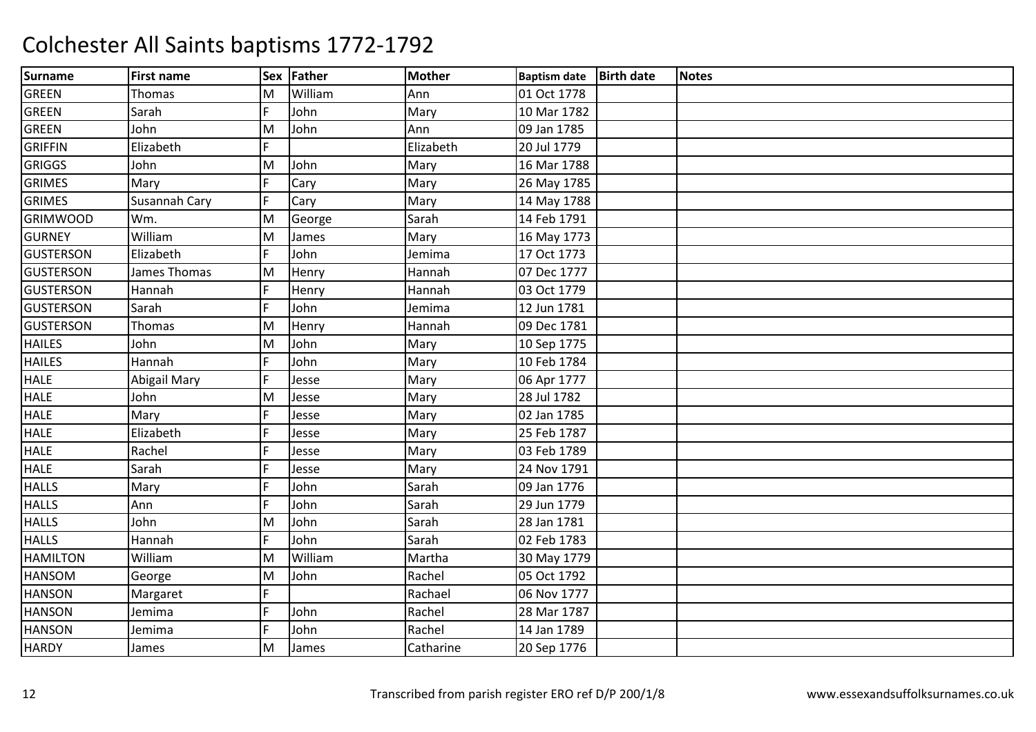# Colchester All Saints baptisms 1772-1792

| Surname | First name | Sex | Father | Mother | Baptism date | Birth date | Notes |
|---|---|---|---|---|---|---|---|
| GREEN | Thomas | M | William | Ann | 01 Oct 1778 | | |
| GREEN | Sarah | F | John | Mary | 10 Mar 1782 | | |
| GREEN | John | M | John | Ann | 09 Jan 1785 | | |
| GRIFFIN | Elizabeth | F | | Elizabeth | 20 Jul 1779 | | |
| GRIGGS | John | M | John | Mary | 16 Mar 1788 | | |
| GRIMES | Mary | F | Cary | Mary | 26 May 1785 | | |
| GRIMES | Susannah Cary | F | Cary | Mary | 14 May 1788 | | |
| GRIMWOOD | Wm. | M | George | Sarah | 14 Feb 1791 | | |
| GURNEY | William | M | James | Mary | 16 May 1773 | | |
| GUSTERSON | Elizabeth | F | John | Jemima | 17 Oct 1773 | | |
| GUSTERSON | James Thomas | M | Henry | Hannah | 07 Dec 1777 | | |
| GUSTERSON | Hannah | F | Henry | Hannah | 03 Oct 1779 | | |
| GUSTERSON | Sarah | F | John | Jemima | 12 Jun 1781 | | |
| GUSTERSON | Thomas | M | Henry | Hannah | 09 Dec 1781 | | |
| HAILES | John | M | John | Mary | 10 Sep 1775 | | |
| HAILES | Hannah | F | John | Mary | 10 Feb 1784 | | |
| HALE | Abigail Mary | F | Jesse | Mary | 06 Apr 1777 | | |
| HALE | John | M | Jesse | Mary | 28 Jul 1782 | | |
| HALE | Mary | F | Jesse | Mary | 02 Jan 1785 | | |
| HALE | Elizabeth | F | Jesse | Mary | 25 Feb 1787 | | |
| HALE | Rachel | F | Jesse | Mary | 03 Feb 1789 | | |
| HALE | Sarah | F | Jesse | Mary | 24 Nov 1791 | | |
| HALLS | Mary | F | John | Sarah | 09 Jan 1776 | | |
| HALLS | Ann | F | John | Sarah | 29 Jun 1779 | | |
| HALLS | John | M | John | Sarah | 28 Jan 1781 | | |
| HALLS | Hannah | F | John | Sarah | 02 Feb 1783 | | |
| HAMILTON | William | M | William | Martha | 30 May 1779 | | |
| HANSOM | George | M | John | Rachel | 05 Oct 1792 | | |
| HANSON | Margaret | F | | Rachael | 06 Nov 1777 | | |
| HANSON | Jemima | F | John | Rachel | 28 Mar 1787 | | |
| HANSON | Jemima | F | John | Rachel | 14 Jan 1789 | | |
| HARDY | James | M | James | Catharine | 20 Sep 1776 | | |

Transcribed from parish register ERO ref D/P 200/1/8

www.essexandsuffolksurnames.co.uk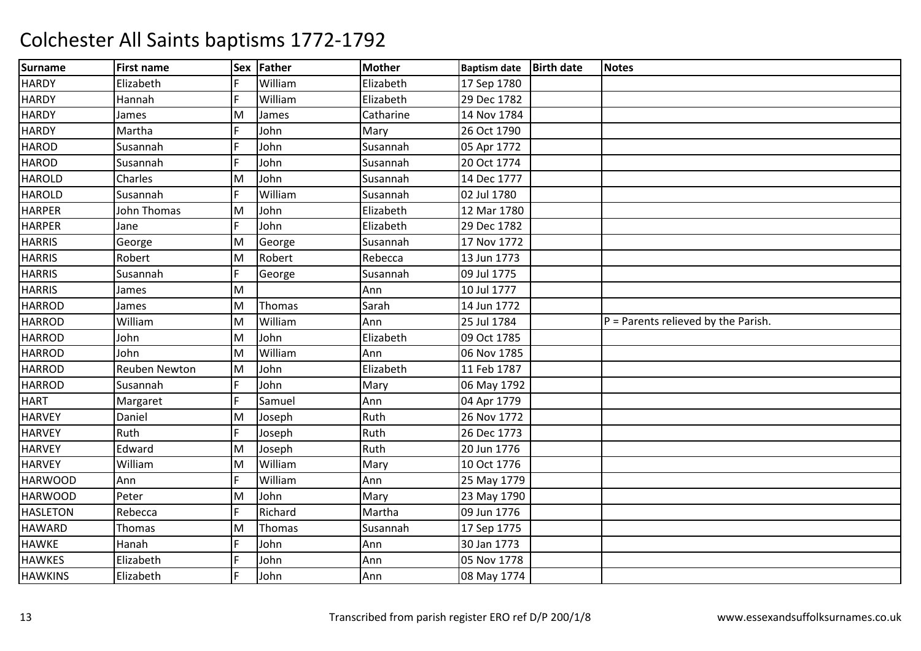# Colchester All Saints baptisms 1772-1792

| Surname | First name | Sex | Father | Mother | Baptism date | Birth date | Notes |
|---|---|---|---|---|---|---|---|
| HARDY | Elizabeth | F | William | Elizabeth | 17 Sep 1780 | | |
| HARDY | Hannah | F | William | Elizabeth | 29 Dec 1782 | | |
| HARDY | James | M | James | Catharine | 14 Nov 1784 | | |
| HARDY | Martha | F | John | Mary | 26 Oct 1790 | | |
| HAROD | Susannah | F | John | Susannah | 05 Apr 1772 | | |
| HAROD | Susannah | F | John | Susannah | 20 Oct 1774 | | |
| HAROLD | Charles | M | John | Susannah | 14 Dec 1777 | | |
| HAROLD | Susannah | F | William | Susannah | 02 Jul 1780 | | |
| HARPER | John Thomas | M | John | Elizabeth | 12 Mar 1780 | | |
| HARPER | Jane | F | John | Elizabeth | 29 Dec 1782 | | |
| HARRIS | George | M | George | Susannah | 17 Nov 1772 | | |
| HARRIS | Robert | M | Robert | Rebecca | 13 Jun 1773 | | |
| HARRIS | Susannah | F | George | Susannah | 09 Jul 1775 | | |
| HARRIS | James | M | | Ann | 10 Jul 1777 | | |
| HARROD | James | M | Thomas | Sarah | 14 Jun 1772 | | |
| HARROD | William | M | William | Ann | 25 Jul 1784 | | P = Parents relieved by the Parish. |
| HARROD | John | M | John | Elizabeth | 09 Oct 1785 | | |
| HARROD | John | M | William | Ann | 06 Nov 1785 | | |
| HARROD | Reuben Newton | M | John | Elizabeth | 11 Feb 1787 | | |
| HARROD | Susannah | F | John | Mary | 06 May 1792 | | |
| HART | Margaret | F | Samuel | Ann | 04 Apr 1779 | | |
| HARVEY | Daniel | M | Joseph | Ruth | 26 Nov 1772 | | |
| HARVEY | Ruth | F | Joseph | Ruth | 26 Dec 1773 | | |
| HARVEY | Edward | M | Joseph | Ruth | 20 Jun 1776 | | |
| HARVEY | William | M | William | Mary | 10 Oct 1776 | | |
| HARWOOD | Ann | F | William | Ann | 25 May 1779 | | |
| HARWOOD | Peter | M | John | Mary | 23 May 1790 | | |
| HASLETON | Rebecca | F | Richard | Martha | 09 Jun 1776 | | |
| HAWARD | Thomas | M | Thomas | Susannah | 17 Sep 1775 | | |
| HAWKE | Hanah | F | John | Ann | 30 Jan 1773 | | |
| HAWKES | Elizabeth | F | John | Ann | 05 Nov 1778 | | |
| HAWKINS | Elizabeth | F | John | Ann | 08 May 1774 | | |

Transcribed from parish register ERO ref D/P 200/1/8

www.essexandsuffolksurnames.co.uk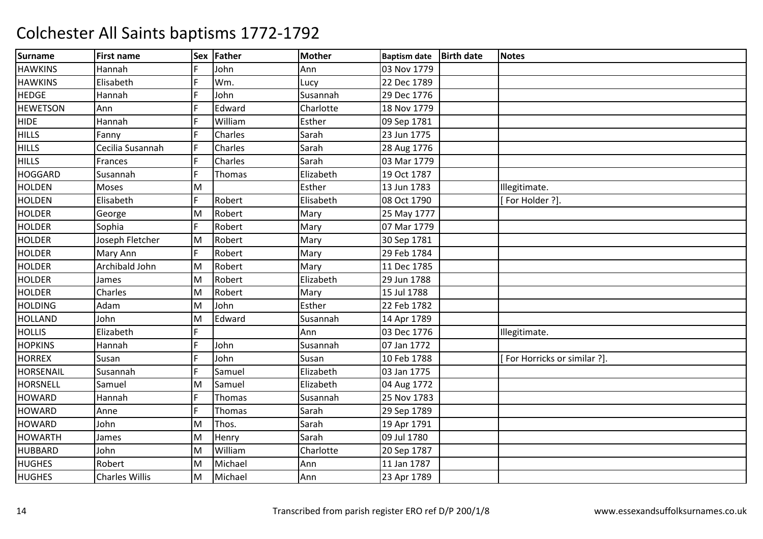# Colchester All Saints baptisms 1772-1792

| Surname | First name | Sex | Father | Mother | Baptism date | Birth date | Notes |
|---|---|---|---|---|---|---|---|
| HAWKINS | Hannah | F | John | Ann | 03 Nov 1779 | | |
| HAWKINS | Elisabeth | F | Wm. | Lucy | 22 Dec 1789 | | |
| HEDGE | Hannah | F | John | Susannah | 29 Dec 1776 | | |
| HEWETSON | Ann | F | Edward | Charlotte | 18 Nov 1779 | | |
| HIDE | Hannah | F | William | Esther | 09 Sep 1781 | | |
| HILLS | Fanny | F | Charles | Sarah | 23 Jun 1775 | | |
| HILLS | Cecilia Susannah | F | Charles | Sarah | 28 Aug 1776 | | |
| HILLS | Frances | F | Charles | Sarah | 03 Mar 1779 | | |
| HOGGARD | Susannah | F | Thomas | Elizabeth | 19 Oct 1787 | | |
| HOLDEN | Moses | M | | Esther | 13 Jun 1783 | | Illegitimate. |
| HOLDEN | Elisabeth | F | Robert | Elisabeth | 08 Oct 1790 | | [ For Holder ?]. |
| HOLDER | George | M | Robert | Mary | 25 May 1777 | | |
| HOLDER | Sophia | F | Robert | Mary | 07 Mar 1779 | | |
| HOLDER | Joseph Fletcher | M | Robert | Mary | 30 Sep 1781 | | |
| HOLDER | Mary Ann | F | Robert | Mary | 29 Feb 1784 | | |
| HOLDER | Archibald John | M | Robert | Mary | 11 Dec 1785 | | |
| HOLDER | James | M | Robert | Elizabeth | 29 Jun 1788 | | |
| HOLDER | Charles | M | Robert | Mary | 15 Jul 1788 | | |
| HOLDING | Adam | M | John | Esther | 22 Feb 1782 | | |
| HOLLAND | John | M | Edward | Susannah | 14 Apr 1789 | | |
| HOLLIS | Elizabeth | F | | Ann | 03 Dec 1776 | | Illegitimate. |
| HOPKINS | Hannah | F | John | Susannah | 07 Jan 1772 | | |
| HORREX | Susan | F | John | Susan | 10 Feb 1788 | | [ For Horricks or similar ?]. |
| HORSENAIL | Susannah | F | Samuel | Elizabeth | 03 Jan 1775 | | |
| HORSNELL | Samuel | M | Samuel | Elizabeth | 04 Aug 1772 | | |
| HOWARD | Hannah | F | Thomas | Susannah | 25 Nov 1783 | | |
| HOWARD | Anne | F | Thomas | Sarah | 29 Sep 1789 | | |
| HOWARD | John | M | Thos. | Sarah | 19 Apr 1791 | | |
| HOWARTH | James | M | Henry | Sarah | 09 Jul 1780 | | |
| HUBBARD | John | M | William | Charlotte | 20 Sep 1787 | | |
| HUGHES | Robert | M | Michael | Ann | 11 Jan 1787 | | |
| HUGHES | Charles Willis | M | Michael | Ann | 23 Apr 1789 | | |

Transcribed from parish register ERO ref D/P 200/1/8

www.essexandsuffolksurnames.co.uk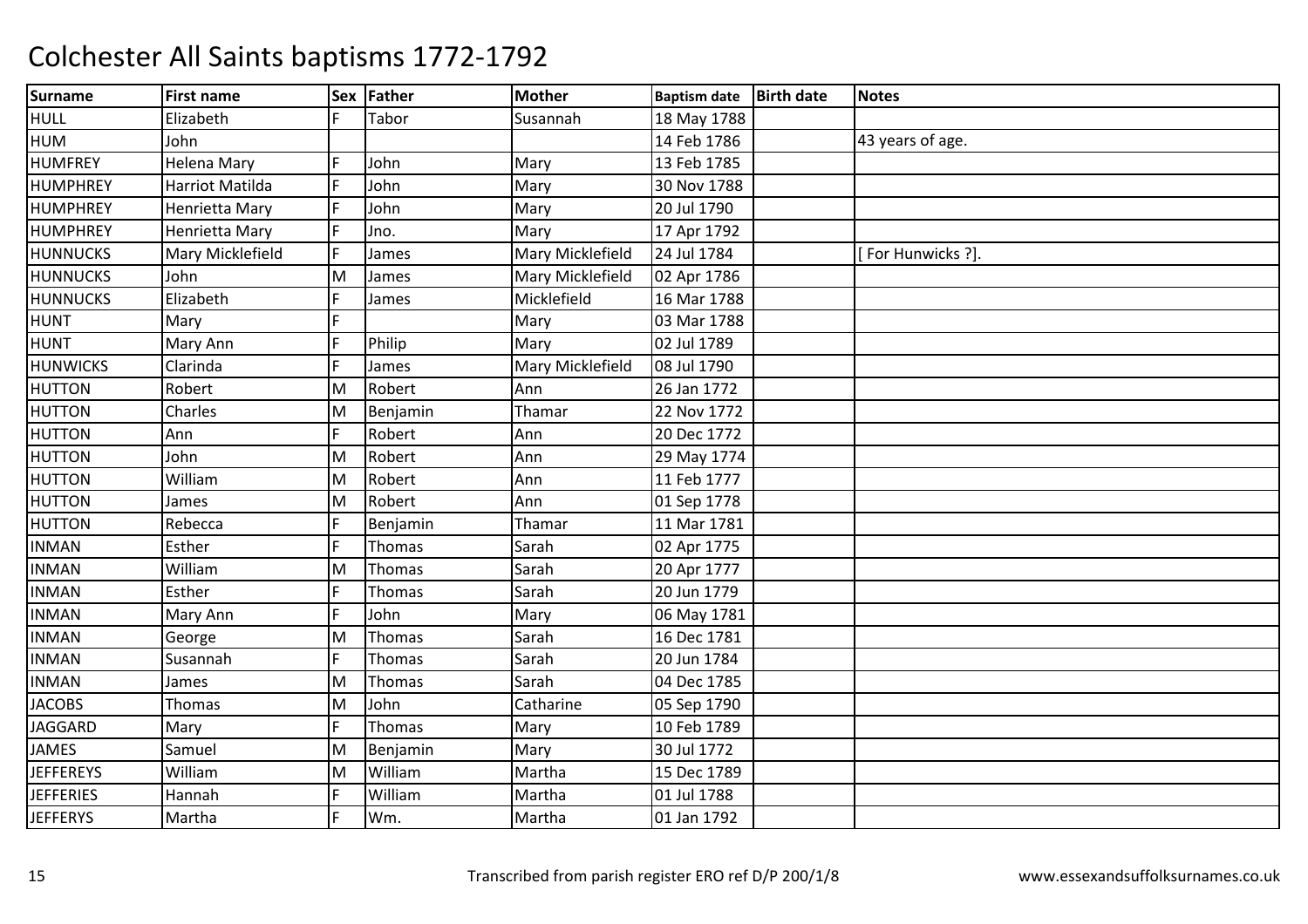# Colchester All Saints baptisms 1772-1792

| Surname | First name | Sex | Father | Mother | Baptism date | Birth date | Notes |
|---|---|---|---|---|---|---|---|
| HULL | Elizabeth | F | Tabor | Susannah | 18 May 1788 | | |
| HUM | John | | | | 14 Feb 1786 | | 43 years of age. |
| HUMFREY | Helena Mary | F | John | Mary | 13 Feb 1785 | | |
| HUMPHREY | Harriot Matilda | F | John | Mary | 30 Nov 1788 | | |
| HUMPHREY | Henrietta Mary | F | John | Mary | 20 Jul 1790 | | |
| HUMPHREY | Henrietta Mary | F | Jno. | Mary | 17 Apr 1792 | | |
| HUNNUCKS | Mary Micklefield | F | James | Mary Micklefield | 24 Jul 1784 | | [ For Hunwicks ?]. |
| HUNNUCKS | John | M | James | Mary Micklefield | 02 Apr 1786 | | |
| HUNNUCKS | Elizabeth | F | James | Micklefield | 16 Mar 1788 | | |
| HUNT | Mary | F | | Mary | 03 Mar 1788 | | |
| HUNT | Mary Ann | F | Philip | Mary | 02 Jul 1789 | | |
| HUNWICKS | Clarinda | F | James | Mary Micklefield | 08 Jul 1790 | | |
| HUTTON | Robert | M | Robert | Ann | 26 Jan 1772 | | |
| HUTTON | Charles | M | Benjamin | Thamar | 22 Nov 1772 | | |
| HUTTON | Ann | F | Robert | Ann | 20 Dec 1772 | | |
| HUTTON | John | M | Robert | Ann | 29 May 1774 | | |
| HUTTON | William | M | Robert | Ann | 11 Feb 1777 | | |
| HUTTON | James | M | Robert | Ann | 01 Sep 1778 | | |
| HUTTON | Rebecca | F | Benjamin | Thamar | 11 Mar 1781 | | |
| INMAN | Esther | F | Thomas | Sarah | 02 Apr 1775 | | |
| INMAN | William | M | Thomas | Sarah | 20 Apr 1777 | | |
| INMAN | Esther | F | Thomas | Sarah | 20 Jun 1779 | | |
| INMAN | Mary Ann | F | John | Mary | 06 May 1781 | | |
| INMAN | George | M | Thomas | Sarah | 16 Dec 1781 | | |
| INMAN | Susannah | F | Thomas | Sarah | 20 Jun 1784 | | |
| INMAN | James | M | Thomas | Sarah | 04 Dec 1785 | | |
| JACOBS | Thomas | M | John | Catharine | 05 Sep 1790 | | |
| JAGGARD | Mary | F | Thomas | Mary | 10 Feb 1789 | | |
| JAMES | Samuel | M | Benjamin | Mary | 30 Jul 1772 | | |
| JEFFEREYS | William | M | William | Martha | 15 Dec 1789 | | |
| JEFFERIES | Hannah | F | William | Martha | 01 Jul 1788 | | |
| JEFFERYS | Martha | F | Wm. | Martha | 01 Jan 1792 | | |

Transcribed from parish register ERO ref D/P 200/1/8 www.essexandsuffolksurnames.co.uk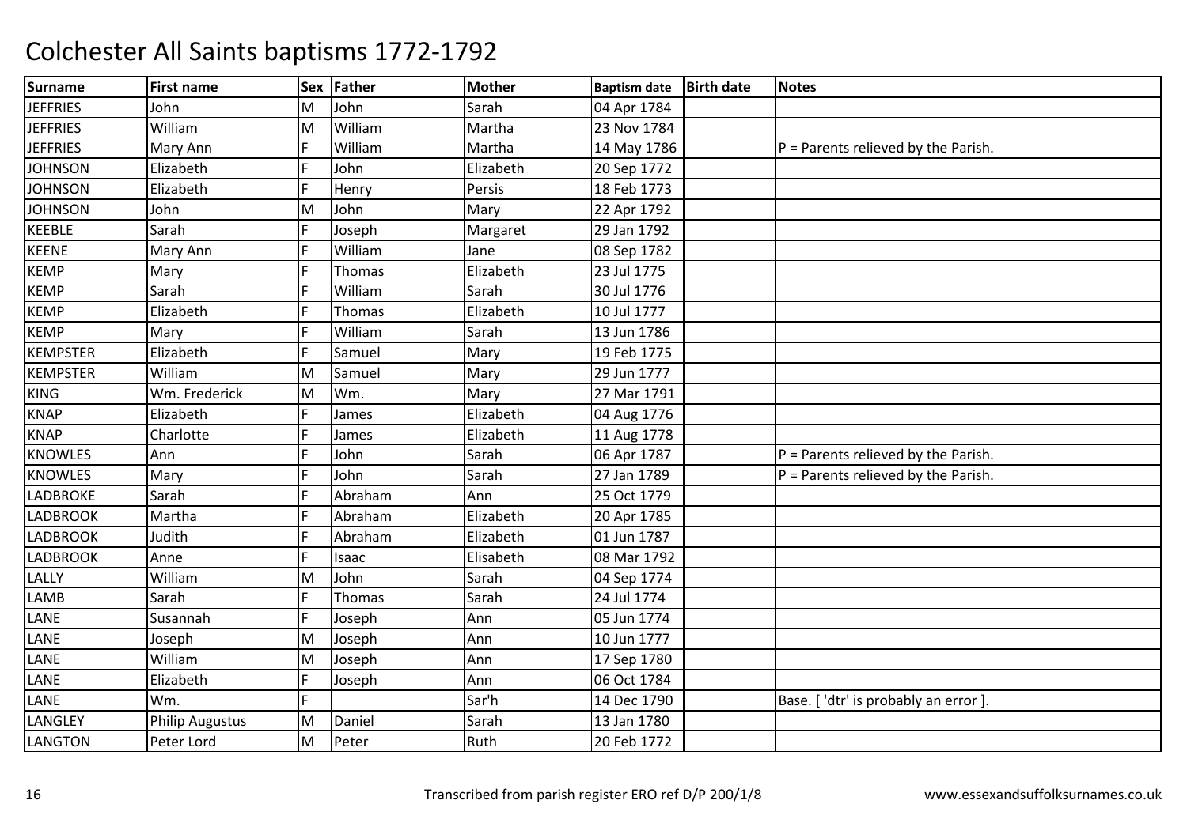# Colchester All Saints baptisms 1772-1792

| Surname | First name | Sex | Father | Mother | Baptism date | Birth date | Notes |
|---|---|---|---|---|---|---|---|
| JEFFRIES | John | M | John | Sarah | 04 Apr 1784 | | |
| JEFFRIES | William | M | William | Martha | 23 Nov 1784 | | |
| JEFFRIES | Mary Ann | F | William | Martha | 14 May 1786 | | P = Parents relieved by the Parish. |
| JOHNSON | Elizabeth | F | John | Elizabeth | 20 Sep 1772 | | |
| JOHNSON | Elizabeth | F | Henry | Persis | 18 Feb 1773 | | |
| JOHNSON | John | M | John | Mary | 22 Apr 1792 | | |
| KEEBLE | Sarah | F | Joseph | Margaret | 29 Jan 1792 | | |
| KEENE | Mary Ann | F | William | Jane | 08 Sep 1782 | | |
| KEMP | Mary | F | Thomas | Elizabeth | 23 Jul 1775 | | |
| KEMP | Sarah | F | William | Sarah | 30 Jul 1776 | | |
| KEMP | Elizabeth | F | Thomas | Elizabeth | 10 Jul 1777 | | |
| KEMP | Mary | F | William | Sarah | 13 Jun 1786 | | |
| KEMPSTER | Elizabeth | F | Samuel | Mary | 19 Feb 1775 | | |
| KEMPSTER | William | M | Samuel | Mary | 29 Jun 1777 | | |
| KING | Wm. Frederick | M | Wm. | Mary | 27 Mar 1791 | | |
| KNAP | Elizabeth | F | James | Elizabeth | 04 Aug 1776 | | |
| KNAP | Charlotte | F | James | Elizabeth | 11 Aug 1778 | | |
| KNOWLES | Ann | F | John | Sarah | 06 Apr 1787 | | P = Parents relieved by the Parish. |
| KNOWLES | Mary | F | John | Sarah | 27 Jan 1789 | | P = Parents relieved by the Parish. |
| LADBROKE | Sarah | F | Abraham | Ann | 25 Oct 1779 | | |
| LADBROOK | Martha | F | Abraham | Elizabeth | 20 Apr 1785 | | |
| LADBROOK | Judith | F | Abraham | Elizabeth | 01 Jun 1787 | | |
| LADBROOK | Anne | F | Isaac | Elisabeth | 08 Mar 1792 | | |
| LALLY | William | M | John | Sarah | 04 Sep 1774 | | |
| LAMB | Sarah | F | Thomas | Sarah | 24 Jul 1774 | | |
| LANE | Susannah | F | Joseph | Ann | 05 Jun 1774 | | |
| LANE | Joseph | M | Joseph | Ann | 10 Jun 1777 | | |
| LANE | William | M | Joseph | Ann | 17 Sep 1780 | | |
| LANE | Elizabeth | F | Joseph | Ann | 06 Oct 1784 | | |
| LANE | Wm. | F | | Sar'h | 14 Dec 1790 | | Base. [ 'dtr' is probably an error ]. |
| LANGLEY | Philip Augustus | M | Daniel | Sarah | 13 Jan 1780 | | |
| LANGTON | Peter Lord | M | Peter | Ruth | 20 Feb 1772 | | |

Transcribed from parish register ERO ref D/P 200/1/8

www.essexandsuffolksurnames.co.uk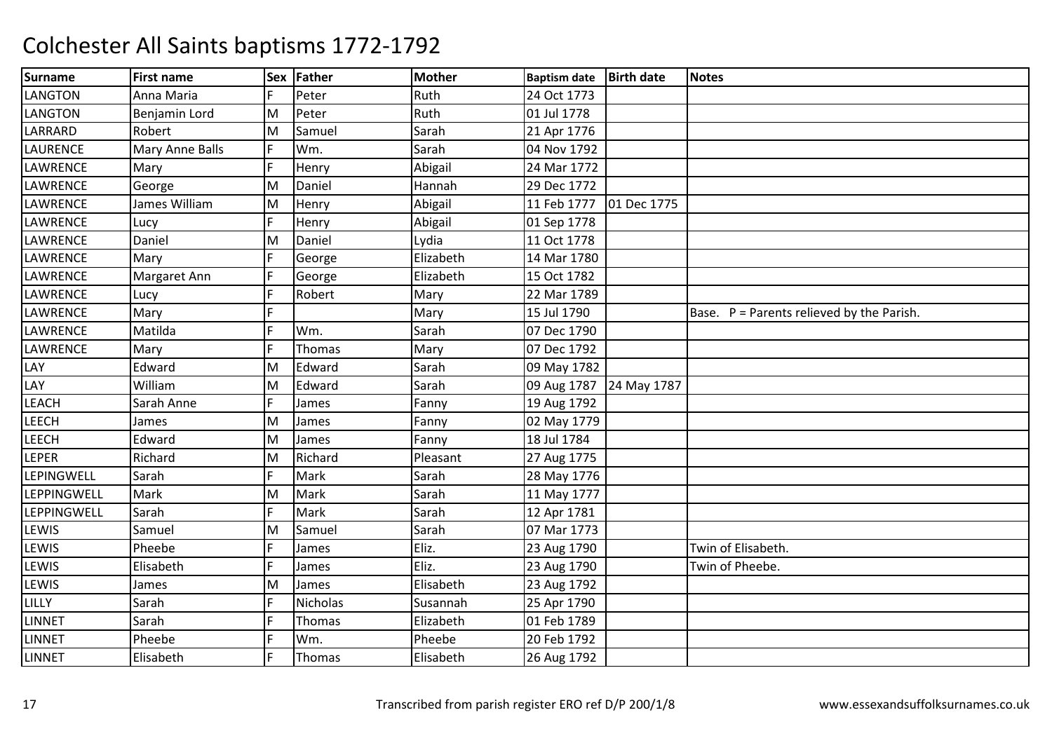# Colchester All Saints baptisms 1772-1792

| Surname | First name | Sex | Father | Mother | Baptism date | Birth date | Notes |
|---|---|---|---|---|---|---|---|
| LANGTON | Anna Maria | F | Peter | Ruth | 24 Oct 1773 | | |
| LANGTON | Benjamin Lord | M | Peter | Ruth | 01 Jul 1778 | | |
| LARRARD | Robert | M | Samuel | Sarah | 21 Apr 1776 | | |
| LAURENCE | Mary Anne Balls | F | Wm. | Sarah | 04 Nov 1792 | | |
| LAWRENCE | Mary | F | Henry | Abigail | 24 Mar 1772 | | |
| LAWRENCE | George | M | Daniel | Hannah | 29 Dec 1772 | | |
| LAWRENCE | James William | M | Henry | Abigail | 11 Feb 1777 | 01 Dec 1775 | |
| LAWRENCE | Lucy | F | Henry | Abigail | 01 Sep 1778 | | |
| LAWRENCE | Daniel | M | Daniel | Lydia | 11 Oct 1778 | | |
| LAWRENCE | Mary | F | George | Elizabeth | 14 Mar 1780 | | |
| LAWRENCE | Margaret Ann | F | George | Elizabeth | 15 Oct 1782 | | |
| LAWRENCE | Lucy | F | Robert | Mary | 22 Mar 1789 | | |
| LAWRENCE | Mary | F | | Mary | 15 Jul 1790 | | Base. P = Parents relieved by the Parish. |
| LAWRENCE | Matilda | F | Wm. | Sarah | 07 Dec 1790 | | |
| LAWRENCE | Mary | F | Thomas | Mary | 07 Dec 1792 | | |
| LAY | Edward | M | Edward | Sarah | 09 May 1782 | | |
| LAY | William | M | Edward | Sarah | 09 Aug 1787 | 24 May 1787 | |
| LEACH | Sarah Anne | F | James | Fanny | 19 Aug 1792 | | |
| LEECH | James | M | James | Fanny | 02 May 1779 | | |
| LEECH | Edward | M | James | Fanny | 18 Jul 1784 | | |
| LEPER | Richard | M | Richard | Pleasant | 27 Aug 1775 | | |
| LEPINGWELL | Sarah | F | Mark | Sarah | 28 May 1776 | | |
| LEPPINGWELL | Mark | M | Mark | Sarah | 11 May 1777 | | |
| LEPPINGWELL | Sarah | F | Mark | Sarah | 12 Apr 1781 | | |
| LEWIS | Samuel | M | Samuel | Sarah | 07 Mar 1773 | | |
| LEWIS | Pheebe | F | James | Eliz. | 23 Aug 1790 | | Twin of Elisabeth. |
| LEWIS | Elisabeth | F | James | Eliz. | 23 Aug 1790 | | Twin of Pheebe. |
| LEWIS | James | M | James | Elisabeth | 23 Aug 1792 | | |
| LILLY | Sarah | F | Nicholas | Susannah | 25 Apr 1790 | | |
| LINNET | Sarah | F | Thomas | Elizabeth | 01 Feb 1789 | | |
| LINNET | Pheebe | F | Wm. | Pheebe | 20 Feb 1792 | | |
| LINNET | Elisabeth | F | Thomas | Elisabeth | 26 Aug 1792 | | |

Transcribed from parish register ERO ref D/P 200/1/8

www.essexandsuffolksurnames.co.uk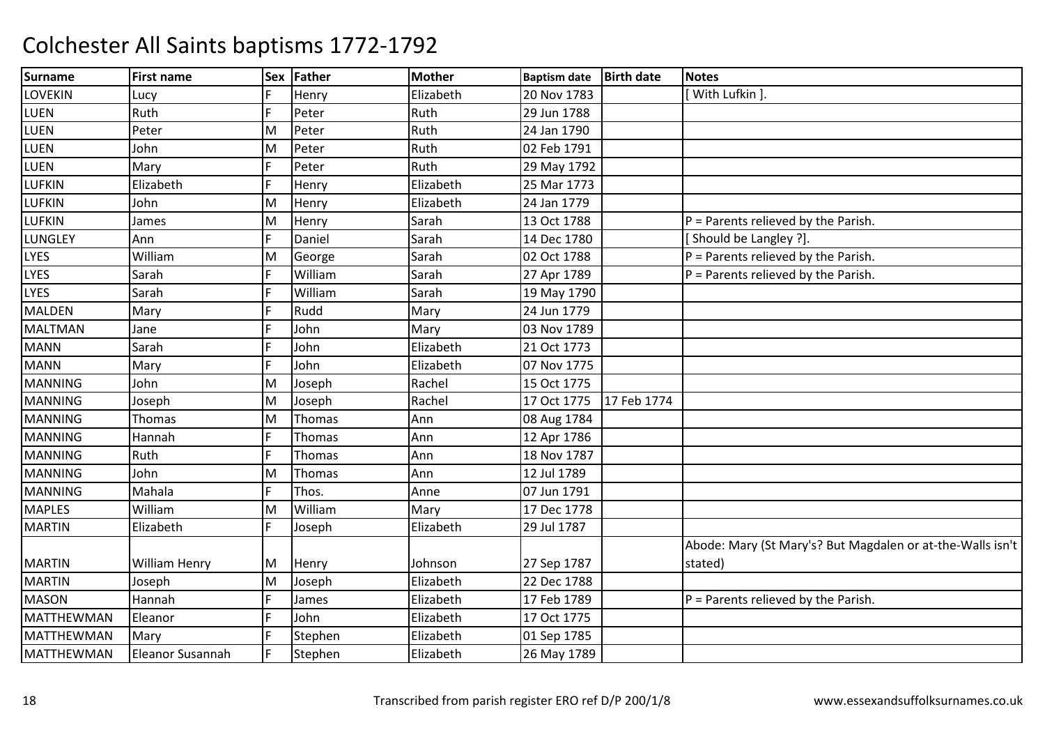# Colchester All Saints baptisms 1772-1792

| Surname | First name | Sex | Father | Mother | Baptism date | Birth date | Notes |
|---|---|---|---|---|---|---|---|
| LOVEKIN | Lucy | F | Henry | Elizabeth | 20 Nov 1783 | | [ With Lufkin ]. |
| LUEN | Ruth | F | Peter | Ruth | 29 Jun 1788 | | |
| LUEN | Peter | M | Peter | Ruth | 24 Jan 1790 | | |
| LUEN | John | M | Peter | Ruth | 02 Feb 1791 | | |
| LUEN | Mary | F | Peter | Ruth | 29 May 1792 | | |
| LUFKIN | Elizabeth | F | Henry | Elizabeth | 25 Mar 1773 | | |
| LUFKIN | John | M | Henry | Elizabeth | 24 Jan 1779 | | |
| LUFKIN | James | M | Henry | Sarah | 13 Oct 1788 | | P = Parents relieved by the Parish. |
| LUNGLEY | Ann | F | Daniel | Sarah | 14 Dec 1780 | | [ Should be Langley ?]. |
| LYES | William | M | George | Sarah | 02 Oct 1788 | | P = Parents relieved by the Parish. |
| LYES | Sarah | F | William | Sarah | 27 Apr 1789 | | P = Parents relieved by the Parish. |
| LYES | Sarah | F | William | Sarah | 19 May 1790 | | |
| MALDEN | Mary | F | Rudd | Mary | 24 Jun 1779 | | |
| MALTMAN | Jane | F | John | Mary | 03 Nov 1789 | | |
| MANN | Sarah | F | John | Elizabeth | 21 Oct 1773 | | |
| MANN | Mary | F | John | Elizabeth | 07 Nov 1775 | | |
| MANNING | John | M | Joseph | Rachel | 15 Oct 1775 | | |
| MANNING | Joseph | M | Joseph | Rachel | 17 Oct 1775 | 17 Feb 1774 | |
| MANNING | Thomas | M | Thomas | Ann | 08 Aug 1784 | | |
| MANNING | Hannah | F | Thomas | Ann | 12 Apr 1786 | | |
| MANNING | Ruth | F | Thomas | Ann | 18 Nov 1787 | | |
| MANNING | John | M | Thomas | Ann | 12 Jul 1789 | | |
| MANNING | Mahala | F | Thos. | Anne | 07 Jun 1791 | | |
| MAPLES | William | M | William | Mary | 17 Dec 1778 | | |
| MARTIN | Elizabeth | F | Joseph | Elizabeth | 29 Jul 1787 | | |
| MARTIN | William Henry | M | Henry | Johnson | 27 Sep 1787 | | Abode: Mary (St Mary's? But Magdalen or at-the-Walls isn't stated) |
| MARTIN | Joseph | M | Joseph | Elizabeth | 22 Dec 1788 | | |
| MASON | Hannah | F | James | Elizabeth | 17 Feb 1789 | | P = Parents relieved by the Parish. |
| MATTHEWMAN | Eleanor | F | John | Elizabeth | 17 Oct 1775 | | |
| MATTHEWMAN | Mary | F | Stephen | Elizabeth | 01 Sep 1785 | | |
| MATTHEWMAN | Eleanor Susannah | F | Stephen | Elizabeth | 26 May 1789 | | |

Transcribed from parish register ERO ref D/P 200/1/8 www.essexandsuffolksurnames.co.uk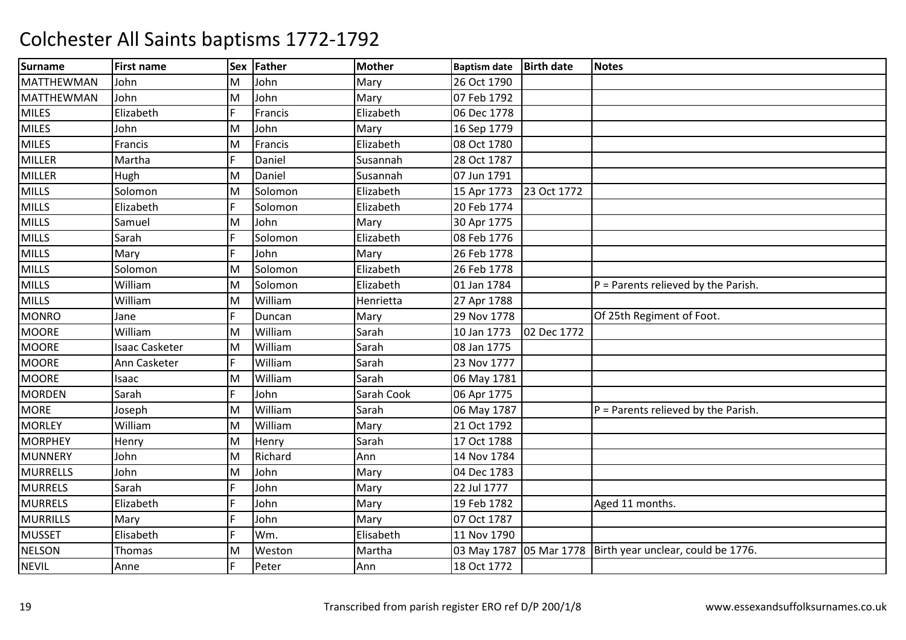# Colchester All Saints baptisms 1772-1792

| Surname | First name | Sex | Father | Mother | Baptism date | Birth date | Notes |
|---|---|---|---|---|---|---|---|
| MATTHEWMAN | John | M | John | Mary | 26 Oct 1790 | | |
| MATTHEWMAN | John | M | John | Mary | 07 Feb 1792 | | |
| MILES | Elizabeth | F | Francis | Elizabeth | 06 Dec 1778 | | |
| MILES | John | M | John | Mary | 16 Sep 1779 | | |
| MILES | Francis | M | Francis | Elizabeth | 08 Oct 1780 | | |
| MILLER | Martha | F | Daniel | Susannah | 28 Oct 1787 | | |
| MILLER | Hugh | M | Daniel | Susannah | 07 Jun 1791 | | |
| MILLS | Solomon | M | Solomon | Elizabeth | 15 Apr 1773 | 23 Oct 1772 | |
| MILLS | Elizabeth | F | Solomon | Elizabeth | 20 Feb 1774 | | |
| MILLS | Samuel | M | John | Mary | 30 Apr 1775 | | |
| MILLS | Sarah | F | Solomon | Elizabeth | 08 Feb 1776 | | |
| MILLS | Mary | F | John | Mary | 26 Feb 1778 | | |
| MILLS | Solomon | M | Solomon | Elizabeth | 26 Feb 1778 | | |
| MILLS | William | M | Solomon | Elizabeth | 01 Jan 1784 | | P = Parents relieved by the Parish. |
| MILLS | William | M | William | Henrietta | 27 Apr 1788 | | |
| MONRO | Jane | F | Duncan | Mary | 29 Nov 1778 | | Of 25th Regiment of Foot. |
| MOORE | William | M | William | Sarah | 10 Jan 1773 | 02 Dec 1772 | |
| MOORE | Isaac Casketer | M | William | Sarah | 08 Jan 1775 | | |
| MOORE | Ann Casketer | F | William | Sarah | 23 Nov 1777 | | |
| MOORE | Isaac | M | William | Sarah | 06 May 1781 | | |
| MORDEN | Sarah | F | John | Sarah Cook | 06 Apr 1775 | | |
| MORE | Joseph | M | William | Sarah | 06 May 1787 | | P = Parents relieved by the Parish. |
| MORLEY | William | M | William | Mary | 21 Oct 1792 | | |
| MORPHEY | Henry | M | Henry | Sarah | 17 Oct 1788 | | |
| MUNNERY | John | M | Richard | Ann | 14 Nov 1784 | | |
| MURRELLS | John | M | John | Mary | 04 Dec 1783 | | |
| MURRELS | Sarah | F | John | Mary | 22 Jul 1777 | | |
| MURRELS | Elizabeth | F | John | Mary | 19 Feb 1782 | | Aged 11 months. |
| MURRILLS | Mary | F | John | Mary | 07 Oct 1787 | | |
| MUSSET | Elisabeth | F | Wm. | Elisabeth | 11 Nov 1790 | | |
| NELSON | Thomas | M | Weston | Martha | 03 May 1787 | 05 Mar 1778 | Birth year unclear, could be 1776. |
| NEVIL | Anne | F | Peter | Ann | 18 Oct 1772 | | |

Transcribed from parish register ERO ref D/P 200/1/8

www.essexandsuffolksurnames.co.uk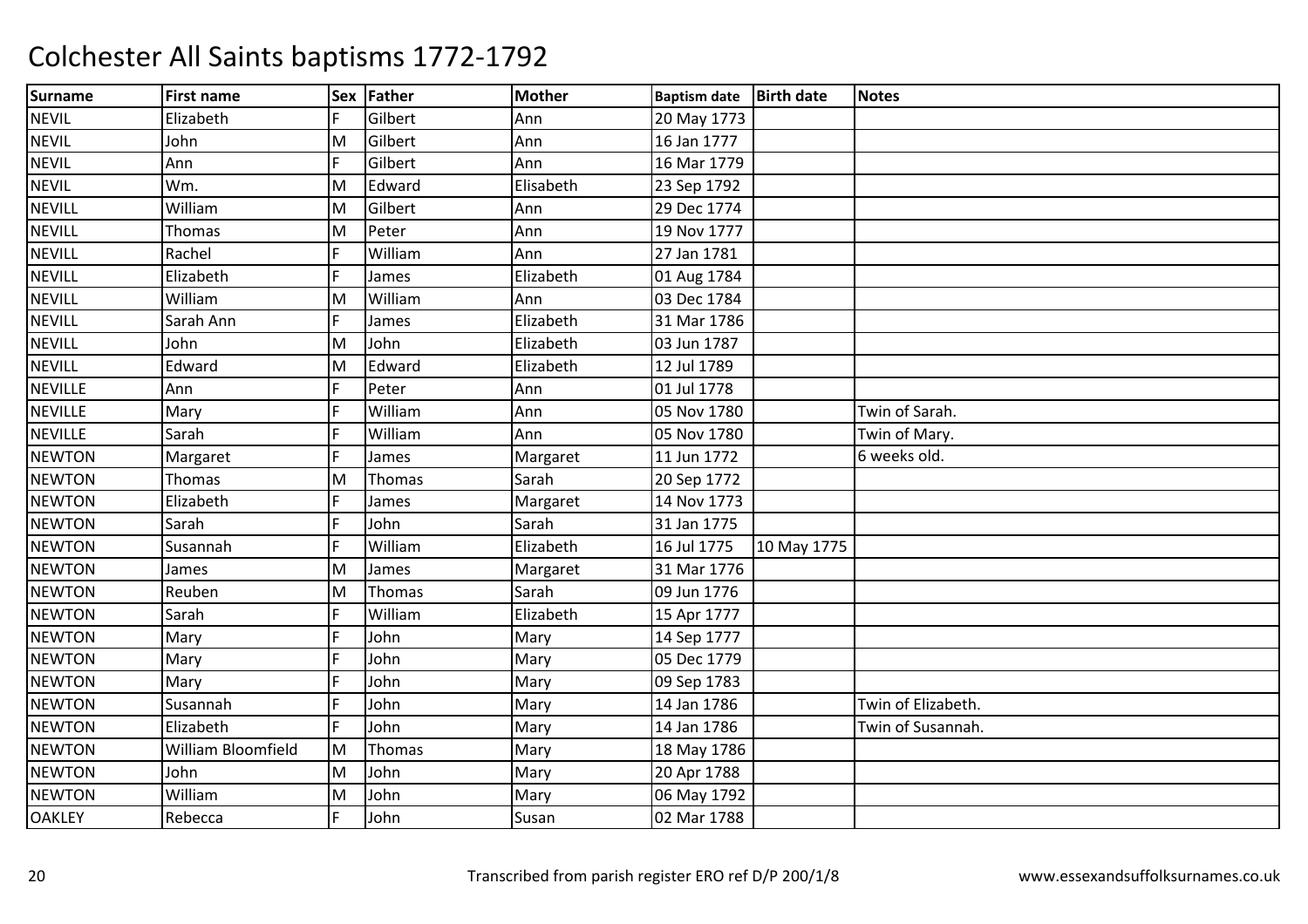# Colchester All Saints baptisms 1772-1792

| Surname | First name | Sex | Father | Mother | Baptism date | Birth date | Notes |
|---|---|---|---|---|---|---|---|
| NEVIL | Elizabeth | F | Gilbert | Ann | 20 May 1773 | | |
| NEVIL | John | M | Gilbert | Ann | 16 Jan 1777 | | |
| NEVIL | Ann | F | Gilbert | Ann | 16 Mar 1779 | | |
| NEVIL | Wm. | M | Edward | Elisabeth | 23 Sep 1792 | | |
| NEVILL | William | M | Gilbert | Ann | 29 Dec 1774 | | |
| NEVILL | Thomas | M | Peter | Ann | 19 Nov 1777 | | |
| NEVILL | Rachel | F | William | Ann | 27 Jan 1781 | | |
| NEVILL | Elizabeth | F | James | Elizabeth | 01 Aug 1784 | | |
| NEVILL | William | M | William | Ann | 03 Dec 1784 | | |
| NEVILL | Sarah Ann | F | James | Elizabeth | 31 Mar 1786 | | |
| NEVILL | John | M | John | Elizabeth | 03 Jun 1787 | | |
| NEVILL | Edward | M | Edward | Elizabeth | 12 Jul 1789 | | |
| NEVILLE | Ann | F | Peter | Ann | 01 Jul 1778 | | |
| NEVILLE | Mary | F | William | Ann | 05 Nov 1780 | | Twin of Sarah. |
| NEVILLE | Sarah | F | William | Ann | 05 Nov 1780 | | Twin of Mary. |
| NEWTON | Margaret | F | James | Margaret | 11 Jun 1772 | | 6 weeks old. |
| NEWTON | Thomas | M | Thomas | Sarah | 20 Sep 1772 | | |
| NEWTON | Elizabeth | F | James | Margaret | 14 Nov 1773 | | |
| NEWTON | Sarah | F | John | Sarah | 31 Jan 1775 | | |
| NEWTON | Susannah | F | William | Elizabeth | 16 Jul 1775 | 10 May 1775 | |
| NEWTON | James | M | James | Margaret | 31 Mar 1776 | | |
| NEWTON | Reuben | M | Thomas | Sarah | 09 Jun 1776 | | |
| NEWTON | Sarah | F | William | Elizabeth | 15 Apr 1777 | | |
| NEWTON | Mary | F | John | Mary | 14 Sep 1777 | | |
| NEWTON | Mary | F | John | Mary | 05 Dec 1779 | | |
| NEWTON | Mary | F | John | Mary | 09 Sep 1783 | | |
| NEWTON | Susannah | F | John | Mary | 14 Jan 1786 | | Twin of Elizabeth. |
| NEWTON | Elizabeth | F | John | Mary | 14 Jan 1786 | | Twin of Susannah. |
| NEWTON | William Bloomfield | M | Thomas | Mary | 18 May 1786 | | |
| NEWTON | John | M | John | Mary | 20 Apr 1788 | | |
| NEWTON | William | M | John | Mary | 06 May 1792 | | |
| OAKLEY | Rebecca | F | John | Susan | 02 Mar 1788 | | |

Transcribed from parish register ERO ref D/P 200/1/8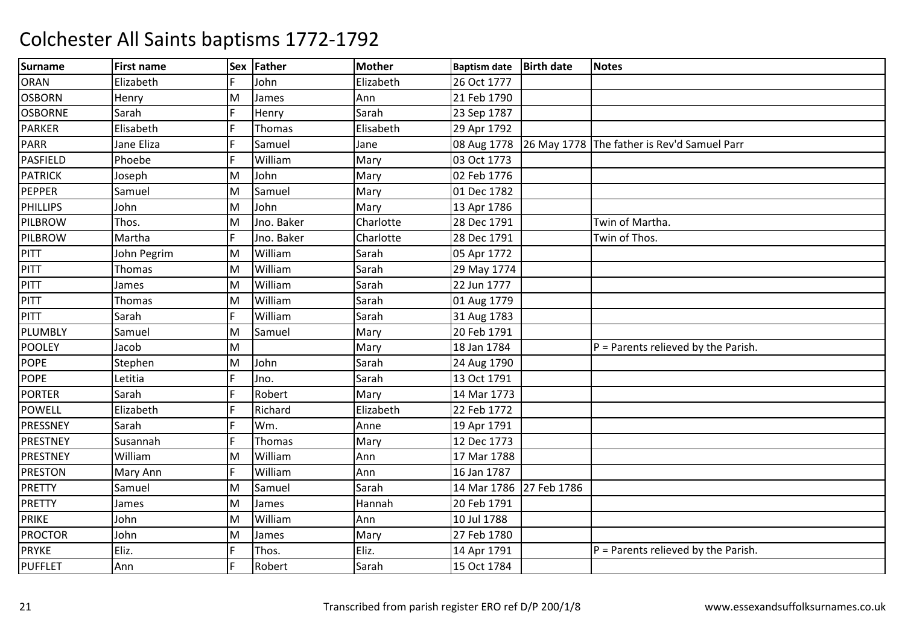# Colchester All Saints baptisms 1772-1792

| Surname | First name | Sex | Father | Mother | Baptism date | Birth date | Notes |
|---|---|---|---|---|---|---|---|
| ORAN | Elizabeth | F | John | Elizabeth | 26 Oct 1777 | | |
| OSBORN | Henry | M | James | Ann | 21 Feb 1790 | | |
| OSBORNE | Sarah | F | Henry | Sarah | 23 Sep 1787 | | |
| PARKER | Elisabeth | F | Thomas | Elisabeth | 29 Apr 1792 | | |
| PARR | Jane Eliza | F | Samuel | Jane | 08 Aug 1778 | 26 May 1778 | The father is Rev'd Samuel Parr |
| PASFIELD | Phoebe | F | William | Mary | 03 Oct 1773 | | |
| PATRICK | Joseph | M | John | Mary | 02 Feb 1776 | | |
| PEPPER | Samuel | M | Samuel | Mary | 01 Dec 1782 | | |
| PHILLIPS | John | M | John | Mary | 13 Apr 1786 | | |
| PILBROW | Thos. | M | Jno. Baker | Charlotte | 28 Dec 1791 | | Twin of Martha. |
| PILBROW | Martha | F | Jno. Baker | Charlotte | 28 Dec 1791 | | Twin of Thos. |
| PITT | John Pegrim | M | William | Sarah | 05 Apr 1772 | | |
| PITT | Thomas | M | William | Sarah | 29 May 1774 | | |
| PITT | James | M | William | Sarah | 22 Jun 1777 | | |
| PITT | Thomas | M | William | Sarah | 01 Aug 1779 | | |
| PITT | Sarah | F | William | Sarah | 31 Aug 1783 | | |
| PLUMBLY | Samuel | M | Samuel | Mary | 20 Feb 1791 | | |
| POOLEY | Jacob | M | | Mary | 18 Jan 1784 | | P = Parents relieved by the Parish. |
| POPE | Stephen | M | John | Sarah | 24 Aug 1790 | | |
| POPE | Letitia | F | Jno. | Sarah | 13 Oct 1791 | | |
| PORTER | Sarah | F | Robert | Mary | 14 Mar 1773 | | |
| POWELL | Elizabeth | F | Richard | Elizabeth | 22 Feb 1772 | | |
| PRESSNEY | Sarah | F | Wm. | Anne | 19 Apr 1791 | | |
| PRESTNEY | Susannah | F | Thomas | Mary | 12 Dec 1773 | | |
| PRESTNEY | William | M | William | Ann | 17 Mar 1788 | | |
| PRESTON | Mary Ann | F | William | Ann | 16 Jan 1787 | | |
| PRETTY | Samuel | M | Samuel | Sarah | 14 Mar 1786 | 27 Feb 1786 | |
| PRETTY | James | M | James | Hannah | 20 Feb 1791 | | |
| PRIKE | John | M | William | Ann | 10 Jul 1788 | | |
| PROCTOR | John | M | James | Mary | 27 Feb 1780 | | |
| PRYKE | Eliz. | F | Thos. | Eliz. | 14 Apr 1791 | | P = Parents relieved by the Parish. |
| PUFFLET | Ann | F | Robert | Sarah | 15 Oct 1784 | | |

Transcribed from parish register ERO ref D/P 200/1/8

www.essexandsuffolksurnames.co.uk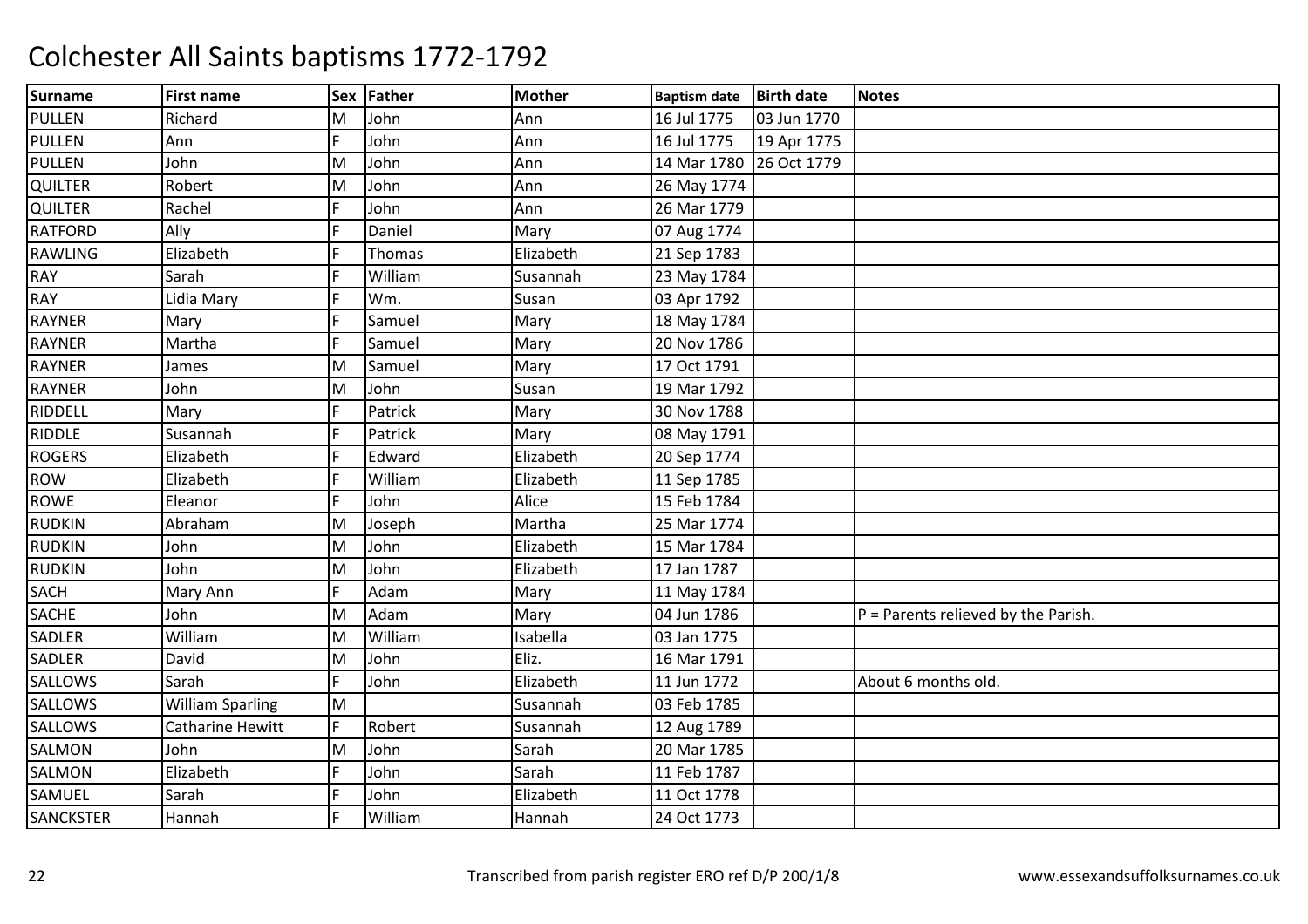# Colchester All Saints baptisms 1772-1792

| Surname | First name | Sex | Father | Mother | Baptism date | Birth date | Notes |
|---|---|---|---|---|---|---|---|
| PULLEN | Richard | M | John | Ann | 16 Jul 1775 | 03 Jun 1770 | |
| PULLEN | Ann | F | John | Ann | 16 Jul 1775 | 19 Apr 1775 | |
| PULLEN | John | M | John | Ann | 14 Mar 1780 | 26 Oct 1779 | |
| QUILTER | Robert | M | John | Ann | 26 May 1774 | | |
| QUILTER | Rachel | F | John | Ann | 26 Mar 1779 | | |
| RATFORD | Ally | F | Daniel | Mary | 07 Aug 1774 | | |
| RAWLING | Elizabeth | F | Thomas | Elizabeth | 21 Sep 1783 | | |
| RAY | Sarah | F | William | Susannah | 23 May 1784 | | |
| RAY | Lidia Mary | F | Wm. | Susan | 03 Apr 1792 | | |
| RAYNER | Mary | F | Samuel | Mary | 18 May 1784 | | |
| RAYNER | Martha | F | Samuel | Mary | 20 Nov 1786 | | |
| RAYNER | James | M | Samuel | Mary | 17 Oct 1791 | | |
| RAYNER | John | M | John | Susan | 19 Mar 1792 | | |
| RIDDELL | Mary | F | Patrick | Mary | 30 Nov 1788 | | |
| RIDDLE | Susannah | F | Patrick | Mary | 08 May 1791 | | |
| ROGERS | Elizabeth | F | Edward | Elizabeth | 20 Sep 1774 | | |
| ROW | Elizabeth | F | William | Elizabeth | 11 Sep 1785 | | |
| ROWE | Eleanor | F | John | Alice | 15 Feb 1784 | | |
| RUDKIN | Abraham | M | Joseph | Martha | 25 Mar 1774 | | |
| RUDKIN | John | M | John | Elizabeth | 15 Mar 1784 | | |
| RUDKIN | John | M | John | Elizabeth | 17 Jan 1787 | | |
| SACH | Mary Ann | F | Adam | Mary | 11 May 1784 | | |
| SACHE | John | M | Adam | Mary | 04 Jun 1786 | | P = Parents relieved by the Parish. |
| SADLER | William | M | William | Isabella | 03 Jan 1775 | | |
| SADLER | David | M | John | Eliz. | 16 Mar 1791 | | |
| SALLOWS | Sarah | F | John | Elizabeth | 11 Jun 1772 | | About 6 months old. |
| SALLOWS | William Sparling | M | | Susannah | 03 Feb 1785 | | |
| SALLOWS | Catharine Hewitt | F | Robert | Susannah | 12 Aug 1789 | | |
| SALMON | John | M | John | Sarah | 20 Mar 1785 | | |
| SALMON | Elizabeth | F | John | Sarah | 11 Feb 1787 | | |
| SAMUEL | Sarah | F | John | Elizabeth | 11 Oct 1778 | | |
| SANCKSTER | Hannah | F | William | Hannah | 24 Oct 1773 | | |

Transcribed from parish register ERO ref D/P 200/1/8

www.essexandsuffolksurnames.co.uk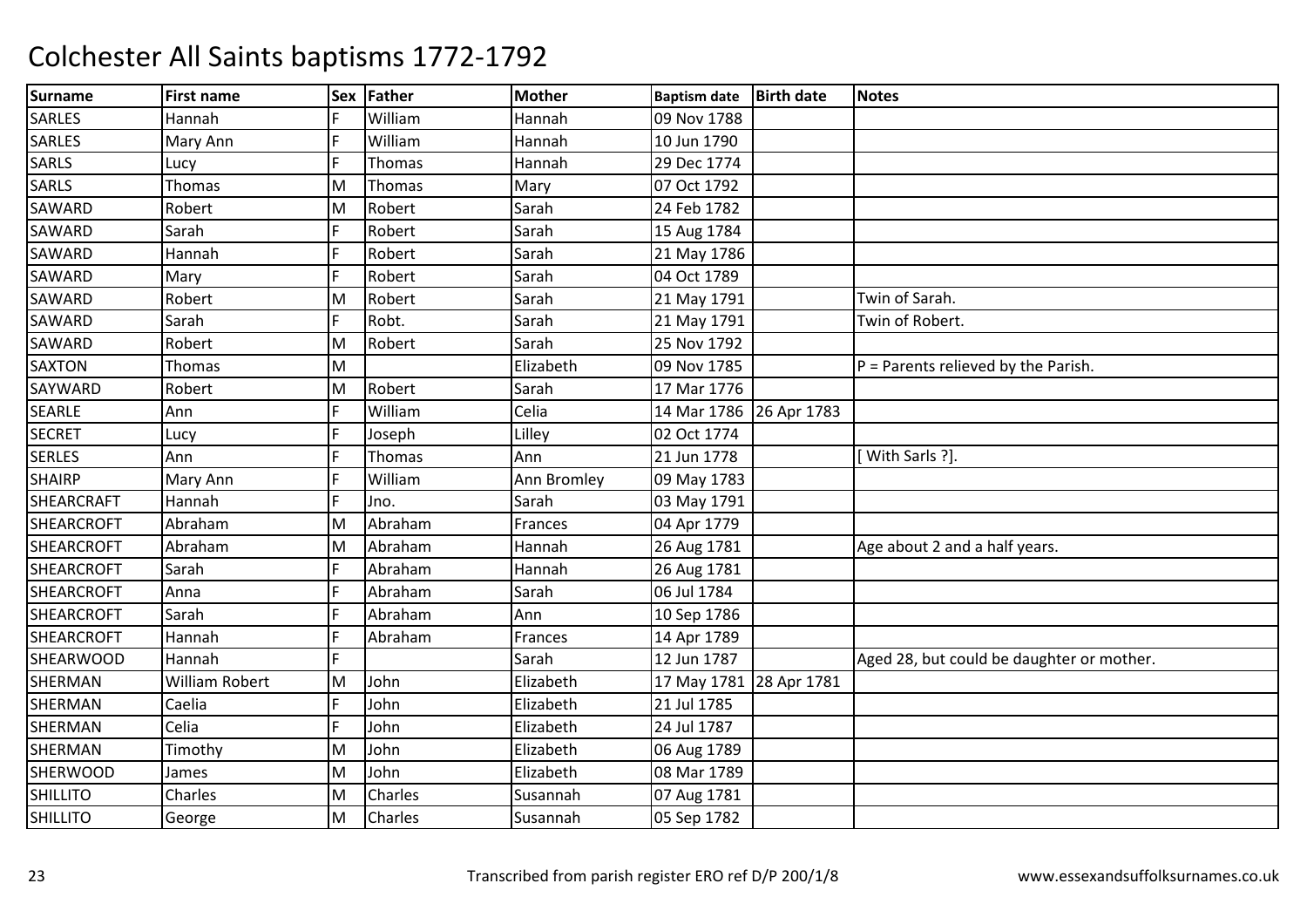# Colchester All Saints baptisms 1772-1792

| Surname | First name | Sex | Father | Mother | Baptism date | Birth date | Notes |
|---|---|---|---|---|---|---|---|
| SARLES | Hannah | F | William | Hannah | 09 Nov 1788 | | |
| SARLES | Mary Ann | F | William | Hannah | 10 Jun 1790 | | |
| SARLS | Lucy | F | Thomas | Hannah | 29 Dec 1774 | | |
| SARLS | Thomas | M | Thomas | Mary | 07 Oct 1792 | | |
| SAWARD | Robert | M | Robert | Sarah | 24 Feb 1782 | | |
| SAWARD | Sarah | F | Robert | Sarah | 15 Aug 1784 | | |
| SAWARD | Hannah | F | Robert | Sarah | 21 May 1786 | | |
| SAWARD | Mary | F | Robert | Sarah | 04 Oct 1789 | | |
| SAWARD | Robert | M | Robert | Sarah | 21 May 1791 | | Twin of Sarah. |
| SAWARD | Sarah | F | Robt. | Sarah | 21 May 1791 | | Twin of Robert. |
| SAWARD | Robert | M | Robert | Sarah | 25 Nov 1792 | | |
| SAXTON | Thomas | M | | Elizabeth | 09 Nov 1785 | | P = Parents relieved by the Parish. |
| SAYWARD | Robert | M | Robert | Sarah | 17 Mar 1776 | | |
| SEARLE | Ann | F | William | Celia | 14 Mar 1786 | 26 Apr 1783 | |
| SECRET | Lucy | F | Joseph | Lilley | 02 Oct 1774 | | |
| SERLES | Ann | F | Thomas | Ann | 21 Jun 1778 | | [ With Sarls ?]. |
| SHAIRP | Mary Ann | F | William | Ann Bromley | 09 May 1783 | | |
| SHEARCRAFT | Hannah | F | Jno. | Sarah | 03 May 1791 | | |
| SHEARCROFT | Abraham | M | Abraham | Frances | 04 Apr 1779 | | |
| SHEARCROFT | Abraham | M | Abraham | Hannah | 26 Aug 1781 | | Age about 2 and a half years. |
| SHEARCROFT | Sarah | F | Abraham | Hannah | 26 Aug 1781 | | |
| SHEARCROFT | Anna | F | Abraham | Sarah | 06 Jul 1784 | | |
| SHEARCROFT | Sarah | F | Abraham | Ann | 10 Sep 1786 | | |
| SHEARCROFT | Hannah | F | Abraham | Frances | 14 Apr 1789 | | |
| SHEARWOOD | Hannah | F | | Sarah | 12 Jun 1787 | | Aged 28, but could be daughter or mother. |
| SHERMAN | William Robert | M | John | Elizabeth | 17 May 1781 | 28 Apr 1781 | |
| SHERMAN | Caelia | F | John | Elizabeth | 21 Jul 1785 | | |
| SHERMAN | Celia | F | John | Elizabeth | 24 Jul 1787 | | |
| SHERMAN | Timothy | M | John | Elizabeth | 06 Aug 1789 | | |
| SHERWOOD | James | M | John | Elizabeth | 08 Mar 1789 | | |
| SHILLITO | Charles | M | Charles | Susannah | 07 Aug 1781 | | |
| SHILLITO | George | M | Charles | Susannah | 05 Sep 1782 | | |

Transcribed from parish register ERO ref D/P 200/1/8 www.essexandsuffolksurnames.co.uk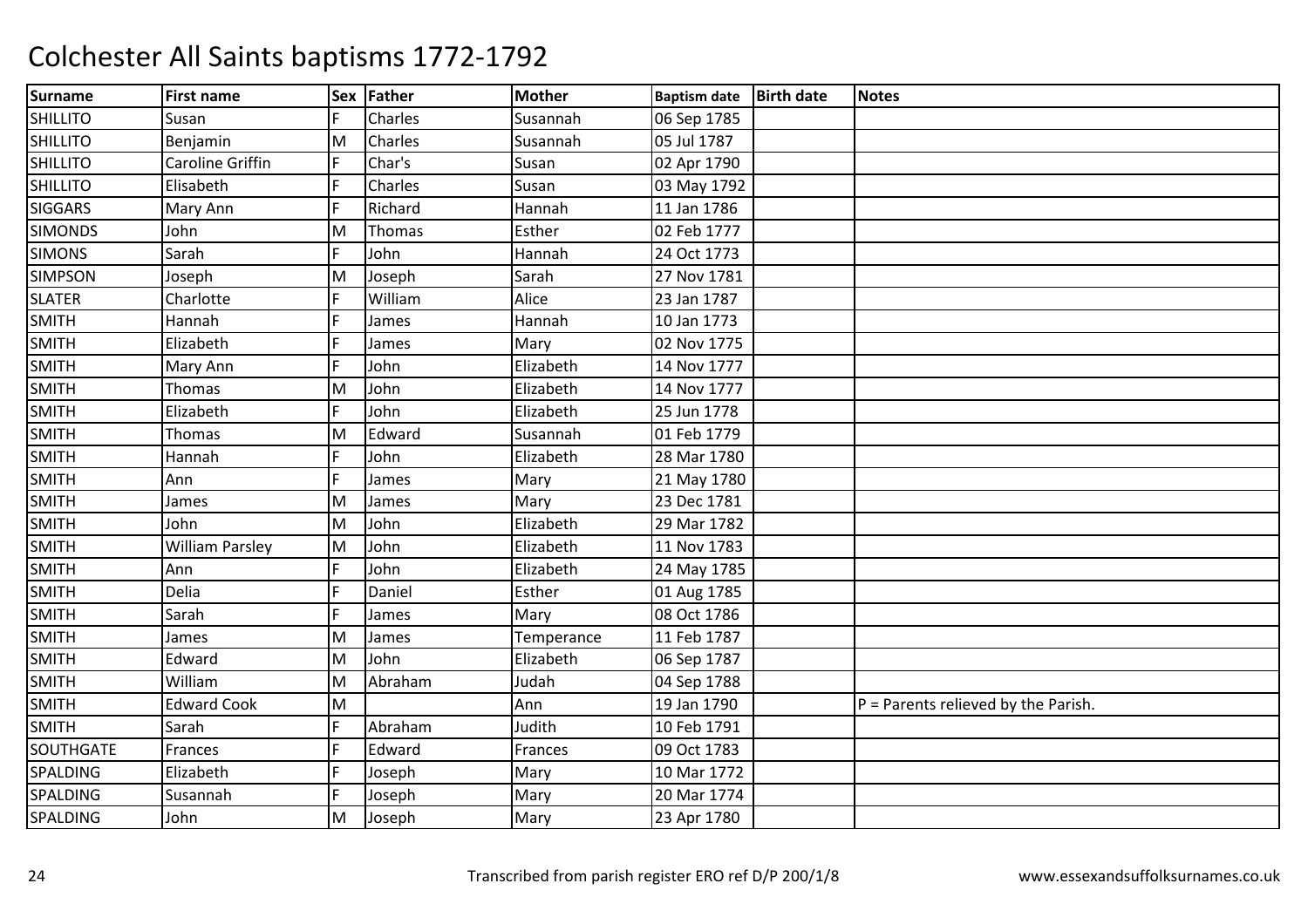# Colchester All Saints baptisms 1772-1792

| Surname | First name | Sex | Father | Mother | Baptism date | Birth date | Notes |
|---|---|---|---|---|---|---|---|
| SHILLITO | Susan | F | Charles | Susannah | 06 Sep 1785 | | |
| SHILLITO | Benjamin | M | Charles | Susannah | 05 Jul 1787 | | |
| SHILLITO | Caroline Griffin | F | Char's | Susan | 02 Apr 1790 | | |
| SHILLITO | Elisabeth | F | Charles | Susan | 03 May 1792 | | |
| SIGGARS | Mary Ann | F | Richard | Hannah | 11 Jan 1786 | | |
| SIMONDS | John | M | Thomas | Esther | 02 Feb 1777 | | |
| SIMONS | Sarah | F | John | Hannah | 24 Oct 1773 | | |
| SIMPSON | Joseph | M | Joseph | Sarah | 27 Nov 1781 | | |
| SLATER | Charlotte | F | William | Alice | 23 Jan 1787 | | |
| SMITH | Hannah | F | James | Hannah | 10 Jan 1773 | | |
| SMITH | Elizabeth | F | James | Mary | 02 Nov 1775 | | |
| SMITH | Mary Ann | F | John | Elizabeth | 14 Nov 1777 | | |
| SMITH | Thomas | M | John | Elizabeth | 14 Nov 1777 | | |
| SMITH | Elizabeth | F | John | Elizabeth | 25 Jun 1778 | | |
| SMITH | Thomas | M | Edward | Susannah | 01 Feb 1779 | | |
| SMITH | Hannah | F | John | Elizabeth | 28 Mar 1780 | | |
| SMITH | Ann | F | James | Mary | 21 May 1780 | | |
| SMITH | James | M | James | Mary | 23 Dec 1781 | | |
| SMITH | John | M | John | Elizabeth | 29 Mar 1782 | | |
| SMITH | William Parsley | M | John | Elizabeth | 11 Nov 1783 | | |
| SMITH | Ann | F | John | Elizabeth | 24 May 1785 | | |
| SMITH | Delia | F | Daniel | Esther | 01 Aug 1785 | | |
| SMITH | Sarah | F | James | Mary | 08 Oct 1786 | | |
| SMITH | James | M | James | Temperance | 11 Feb 1787 | | |
| SMITH | Edward | M | John | Elizabeth | 06 Sep 1787 | | |
| SMITH | William | M | Abraham | Judah | 04 Sep 1788 | | |
| SMITH | Edward Cook | M | | Ann | 19 Jan 1790 | | P = Parents relieved by the Parish. |
| SMITH | Sarah | F | Abraham | Judith | 10 Feb 1791 | | |
| SOUTHGATE | Frances | F | Edward | Frances | 09 Oct 1783 | | |
| SPALDING | Elizabeth | F | Joseph | Mary | 10 Mar 1772 | | |
| SPALDING | Susannah | F | Joseph | Mary | 20 Mar 1774 | | |
| SPALDING | John | M | Joseph | Mary | 23 Apr 1780 | | |

Transcribed from parish register ERO ref D/P 200/1/8

www.essexandsuffolksurnames.co.uk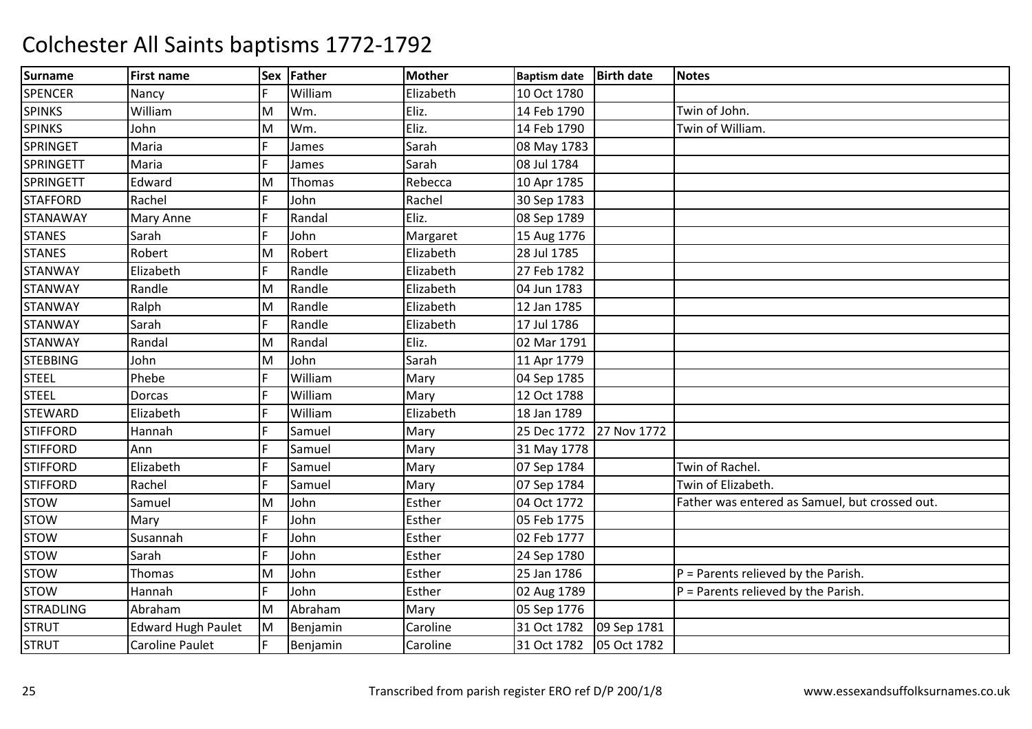# Colchester All Saints baptisms 1772-1792

| Surname | First name | Sex | Father | Mother | Baptism date | Birth date | Notes |
|---|---|---|---|---|---|---|---|
| SPENCER | Nancy | F | William | Elizabeth | 10 Oct 1780 | | |
| SPINKS | William | M | Wm. | Eliz. | 14 Feb 1790 | | Twin of John. |
| SPINKS | John | M | Wm. | Eliz. | 14 Feb 1790 | | Twin of William. |
| SPRINGET | Maria | F | James | Sarah | 08 May 1783 | | |
| SPRINGETT | Maria | F | James | Sarah | 08 Jul 1784 | | |
| SPRINGETT | Edward | M | Thomas | Rebecca | 10 Apr 1785 | | |
| STAFFORD | Rachel | F | John | Rachel | 30 Sep 1783 | | |
| STANAWAY | Mary Anne | F | Randal | Eliz. | 08 Sep 1789 | | |
| STANES | Sarah | F | John | Margaret | 15 Aug 1776 | | |
| STANES | Robert | M | Robert | Elizabeth | 28 Jul 1785 | | |
| STANWAY | Elizabeth | F | Randle | Elizabeth | 27 Feb 1782 | | |
| STANWAY | Randle | M | Randle | Elizabeth | 04 Jun 1783 | | |
| STANWAY | Ralph | M | Randle | Elizabeth | 12 Jan 1785 | | |
| STANWAY | Sarah | F | Randle | Elizabeth | 17 Jul 1786 | | |
| STANWAY | Randal | M | Randal | Eliz. | 02 Mar 1791 | | |
| STEBBING | John | M | John | Sarah | 11 Apr 1779 | | |
| STEEL | Phebe | F | William | Mary | 04 Sep 1785 | | |
| STEEL | Dorcas | F | William | Mary | 12 Oct 1788 | | |
| STEWARD | Elizabeth | F | William | Elizabeth | 18 Jan 1789 | | |
| STIFFORD | Hannah | F | Samuel | Mary | 25 Dec 1772 | 27 Nov 1772 | |
| STIFFORD | Ann | F | Samuel | Mary | 31 May 1778 | | |
| STIFFORD | Elizabeth | F | Samuel | Mary | 07 Sep 1784 | | Twin of Rachel. |
| STIFFORD | Rachel | F | Samuel | Mary | 07 Sep 1784 | | Twin of Elizabeth. |
| STOW | Samuel | M | John | Esther | 04 Oct 1772 | | Father was entered as Samuel, but crossed out. |
| STOW | Mary | F | John | Esther | 05 Feb 1775 | | |
| STOW | Susannah | F | John | Esther | 02 Feb 1777 | | |
| STOW | Sarah | F | John | Esther | 24 Sep 1780 | | |
| STOW | Thomas | M | John | Esther | 25 Jan 1786 | | P = Parents relieved by the Parish. |
| STOW | Hannah | F | John | Esther | 02 Aug 1789 | | P = Parents relieved by the Parish. |
| STRADLING | Abraham | M | Abraham | Mary | 05 Sep 1776 | | |
| STRUT | Edward Hugh Paulet | M | Benjamin | Caroline | 31 Oct 1782 | 09 Sep 1781 | |
| STRUT | Caroline Paulet | F | Benjamin | Caroline | 31 Oct 1782 | 05 Oct 1782 | |

Transcribed from parish register ERO ref D/P 200/1/8 www.essexandsuffolksurnames.co.uk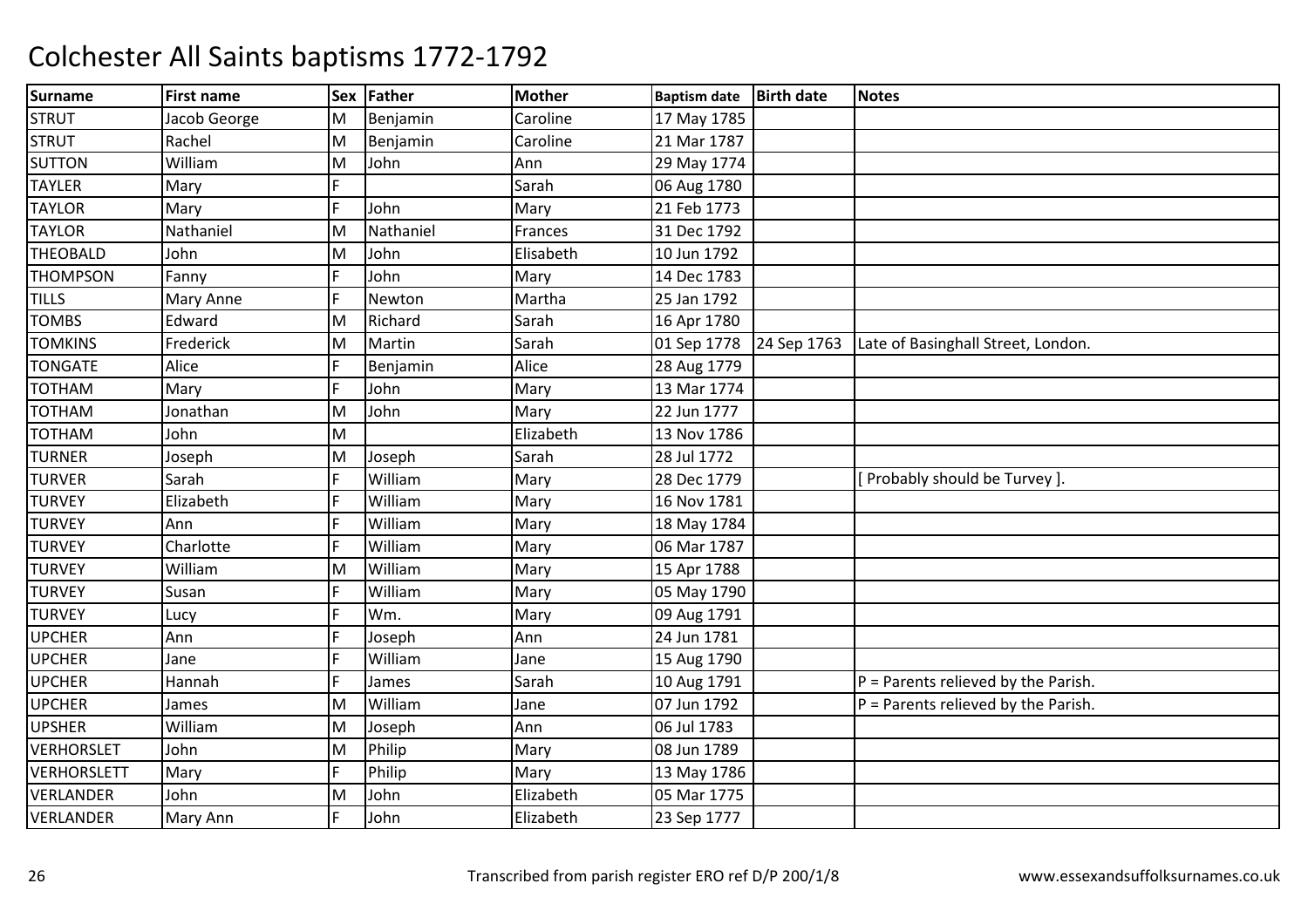# Colchester All Saints baptisms 1772-1792

| Surname | First name | Sex | Father | Mother | Baptism date | Birth date | Notes |
|---|---|---|---|---|---|---|---|
| STRUT | Jacob George | M | Benjamin | Caroline | 17 May 1785 | | |
| STRUT | Rachel | M | Benjamin | Caroline | 21 Mar 1787 | | |
| SUTTON | William | M | John | Ann | 29 May 1774 | | |
| TAYLER | Mary | F | | Sarah | 06 Aug 1780 | | |
| TAYLOR | Mary | F | John | Mary | 21 Feb 1773 | | |
| TAYLOR | Nathaniel | M | Nathaniel | Frances | 31 Dec 1792 | | |
| THEOBALD | John | M | John | Elisabeth | 10 Jun 1792 | | |
| THOMPSON | Fanny | F | John | Mary | 14 Dec 1783 | | |
| TILLS | Mary Anne | F | Newton | Martha | 25 Jan 1792 | | |
| TOMBS | Edward | M | Richard | Sarah | 16 Apr 1780 | | |
| TOMKINS | Frederick | M | Martin | Sarah | 01 Sep 1778 | 24 Sep 1763 | Late of Basinghall Street, London. |
| TONGATE | Alice | F | Benjamin | Alice | 28 Aug 1779 | | |
| TOTHAM | Mary | F | John | Mary | 13 Mar 1774 | | |
| TOTHAM | Jonathan | M | John | Mary | 22 Jun 1777 | | |
| TOTHAM | John | M | | Elizabeth | 13 Nov 1786 | | |
| TURNER | Joseph | M | Joseph | Sarah | 28 Jul 1772 | | |
| TURVER | Sarah | F | William | Mary | 28 Dec 1779 | | [ Probably should be Turvey ]. |
| TURVEY | Elizabeth | F | William | Mary | 16 Nov 1781 | | |
| TURVEY | Ann | F | William | Mary | 18 May 1784 | | |
| TURVEY | Charlotte | F | William | Mary | 06 Mar 1787 | | |
| TURVEY | William | M | William | Mary | 15 Apr 1788 | | |
| TURVEY | Susan | F | William | Mary | 05 May 1790 | | |
| TURVEY | Lucy | F | Wm. | Mary | 09 Aug 1791 | | |
| UPCHER | Ann | F | Joseph | Ann | 24 Jun 1781 | | |
| UPCHER | Jane | F | William | Jane | 15 Aug 1790 | | |
| UPCHER | Hannah | F | James | Sarah | 10 Aug 1791 | | P = Parents relieved by the Parish. |
| UPCHER | James | M | William | Jane | 07 Jun 1792 | | P = Parents relieved by the Parish. |
| UPSHER | William | M | Joseph | Ann | 06 Jul 1783 | | |
| VERHORSLET | John | M | Philip | Mary | 08 Jun 1789 | | |
| VERHORSLETT | Mary | F | Philip | Mary | 13 May 1786 | | |
| VERLANDER | John | M | John | Elizabeth | 05 Mar 1775 | | |
| VERLANDER | Mary Ann | F | John | Elizabeth | 23 Sep 1777 | | |

Transcribed from parish register ERO ref D/P 200/1/8 www.essexandsuffolksurnames.co.uk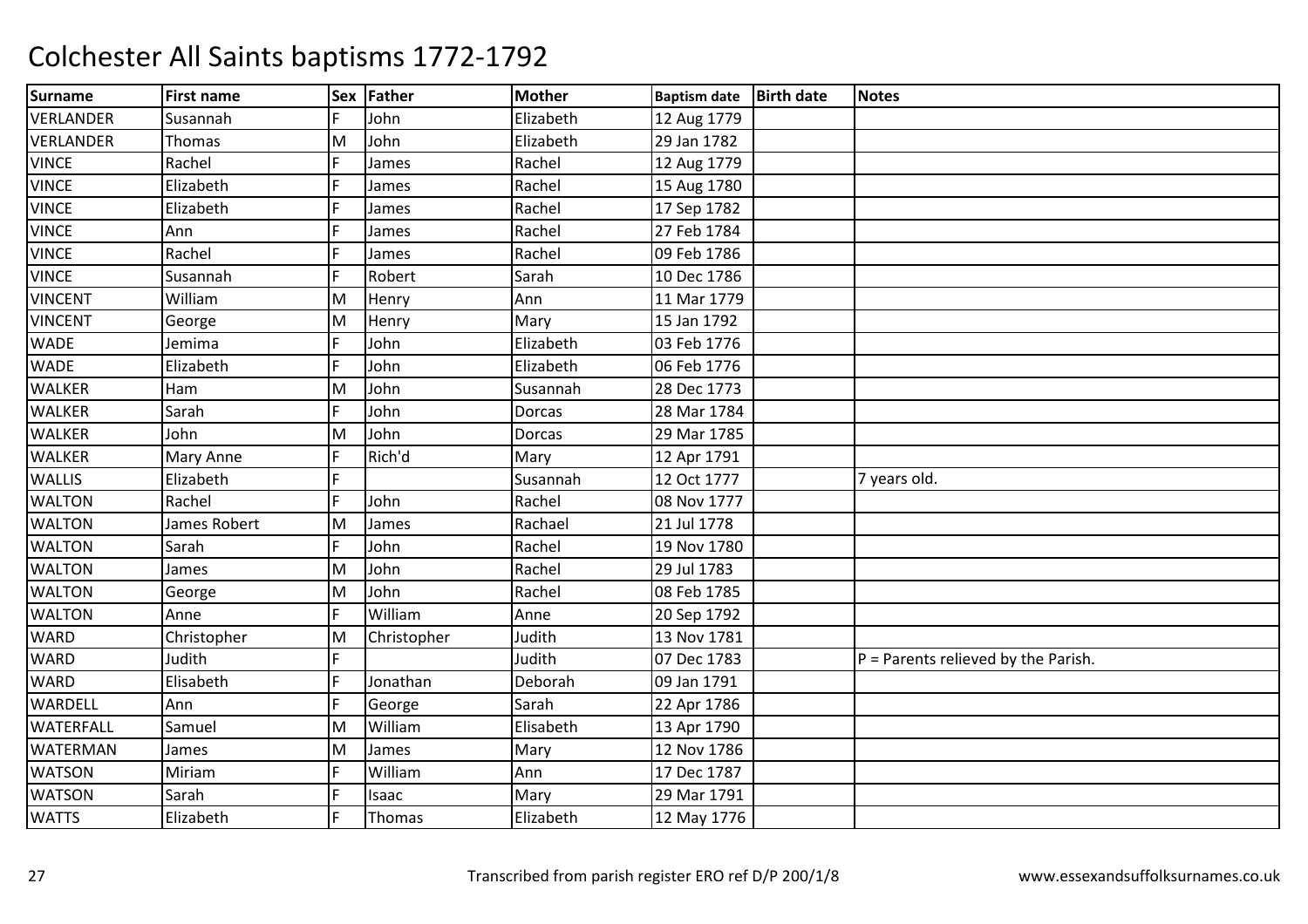# Colchester All Saints baptisms 1772-1792

| Surname | First name | Sex | Father | Mother | Baptism date | Birth date | Notes |
|---|---|---|---|---|---|---|---|
| VERLANDER | Susannah | F | John | Elizabeth | 12 Aug 1779 | | |
| VERLANDER | Thomas | M | John | Elizabeth | 29 Jan 1782 | | |
| VINCE | Rachel | F | James | Rachel | 12 Aug 1779 | | |
| VINCE | Elizabeth | F | James | Rachel | 15 Aug 1780 | | |
| VINCE | Elizabeth | F | James | Rachel | 17 Sep 1782 | | |
| VINCE | Ann | F | James | Rachel | 27 Feb 1784 | | |
| VINCE | Rachel | F | James | Rachel | 09 Feb 1786 | | |
| VINCE | Susannah | F | Robert | Sarah | 10 Dec 1786 | | |
| VINCENT | William | M | Henry | Ann | 11 Mar 1779 | | |
| VINCENT | George | M | Henry | Mary | 15 Jan 1792 | | |
| WADE | Jemima | F | John | Elizabeth | 03 Feb 1776 | | |
| WADE | Elizabeth | F | John | Elizabeth | 06 Feb 1776 | | |
| WALKER | Ham | M | John | Susannah | 28 Dec 1773 | | |
| WALKER | Sarah | F | John | Dorcas | 28 Mar 1784 | | |
| WALKER | John | M | John | Dorcas | 29 Mar 1785 | | |
| WALKER | Mary Anne | F | Rich'd | Mary | 12 Apr 1791 | | |
| WALLIS | Elizabeth | F | | Susannah | 12 Oct 1777 | | 7 years old. |
| WALTON | Rachel | F | John | Rachel | 08 Nov 1777 | | |
| WALTON | James Robert | M | James | Rachael | 21 Jul 1778 | | |
| WALTON | Sarah | F | John | Rachel | 19 Nov 1780 | | |
| WALTON | James | M | John | Rachel | 29 Jul 1783 | | |
| WALTON | George | M | John | Rachel | 08 Feb 1785 | | |
| WALTON | Anne | F | William | Anne | 20 Sep 1792 | | |
| WARD | Christopher | M | Christopher | Judith | 13 Nov 1781 | | |
| WARD | Judith | F | | Judith | 07 Dec 1783 | | P = Parents relieved by the Parish. |
| WARD | Elisabeth | F | Jonathan | Deborah | 09 Jan 1791 | | |
| WARDELL | Ann | F | George | Sarah | 22 Apr 1786 | | |
| WATERFALL | Samuel | M | William | Elisabeth | 13 Apr 1790 | | |
| WATERMAN | James | M | James | Mary | 12 Nov 1786 | | |
| WATSON | Miriam | F | William | Ann | 17 Dec 1787 | | |
| WATSON | Sarah | F | Isaac | Mary | 29 Mar 1791 | | |
| WATTS | Elizabeth | F | Thomas | Elizabeth | 12 May 1776 | | |

Transcribed from parish register ERO ref D/P 200/1/8 www.essexandsuffolksurnames.co.uk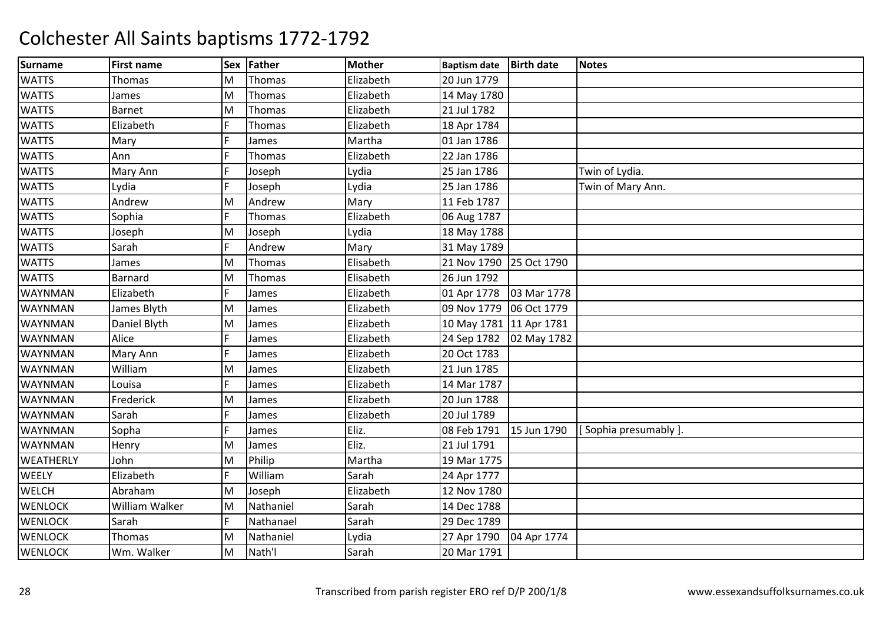# Colchester All Saints baptisms 1772-1792

| Surname | First name | Sex | Father | Mother | Baptism date | Birth date | Notes |
|---|---|---|---|---|---|---|---|
| WATTS | Thomas | M | Thomas | Elizabeth | 20 Jun 1779 | | |
| WATTS | James | M | Thomas | Elizabeth | 14 May 1780 | | |
| WATTS | Barnet | M | Thomas | Elizabeth | 21 Jul 1782 | | |
| WATTS | Elizabeth | F | Thomas | Elizabeth | 18 Apr 1784 | | |
| WATTS | Mary | F | James | Martha | 01 Jan 1786 | | |
| WATTS | Ann | F | Thomas | Elizabeth | 22 Jan 1786 | | |
| WATTS | Mary Ann | F | Joseph | Lydia | 25 Jan 1786 | | Twin of Lydia. |
| WATTS | Lydia | F | Joseph | Lydia | 25 Jan 1786 | | Twin of Mary Ann. |
| WATTS | Andrew | M | Andrew | Mary | 11 Feb 1787 | | |
| WATTS | Sophia | F | Thomas | Elizabeth | 06 Aug 1787 | | |
| WATTS | Joseph | M | Joseph | Lydia | 18 May 1788 | | |
| WATTS | Sarah | F | Andrew | Mary | 31 May 1789 | | |
| WATTS | James | M | Thomas | Elisabeth | 21 Nov 1790 | 25 Oct 1790 | |
| WATTS | Barnard | M | Thomas | Elisabeth | 26 Jun 1792 | | |
| WAYNMAN | Elizabeth | F | James | Elizabeth | 01 Apr 1778 | 03 Mar 1778 | |
| WAYNMAN | James Blyth | M | James | Elizabeth | 09 Nov 1779 | 06 Oct 1779 | |
| WAYNMAN | Daniel Blyth | M | James | Elizabeth | 10 May 1781 | 11 Apr 1781 | |
| WAYNMAN | Alice | F | James | Elizabeth | 24 Sep 1782 | 02 May 1782 | |
| WAYNMAN | Mary Ann | F | James | Elizabeth | 20 Oct 1783 | | |
| WAYNMAN | William | M | James | Elizabeth | 21 Jun 1785 | | |
| WAYNMAN | Louisa | F | James | Elizabeth | 14 Mar 1787 | | |
| WAYNMAN | Frederick | M | James | Elizabeth | 20 Jun 1788 | | |
| WAYNMAN | Sarah | F | James | Elizabeth | 20 Jul 1789 | | |
| WAYNMAN | Sopha | F | James | Eliz. | 08 Feb 1791 | 15 Jun 1790 | [ Sophia presumably ]. |
| WAYNMAN | Henry | M | James | Eliz. | 21 Jul 1791 | | |
| WEATHERLY | John | M | Philip | Martha | 19 Mar 1775 | | |
| WEELY | Elizabeth | F | William | Sarah | 24 Apr 1777 | | |
| WELCH | Abraham | M | Joseph | Elizabeth | 12 Nov 1780 | | |
| WENLOCK | William Walker | M | Nathaniel | Sarah | 14 Dec 1788 | | |
| WENLOCK | Sarah | F | Nathanael | Sarah | 29 Dec 1789 | | |
| WENLOCK | Thomas | M | Nathaniel | Lydia | 27 Apr 1790 | 04 Apr 1774 | |
| WENLOCK | Wm. Walker | M | Nath'l | Sarah | 20 Mar 1791 | | |

Transcribed from parish register ERO ref D/P 200/1/8

www.essexandsuffolksurnames.co.uk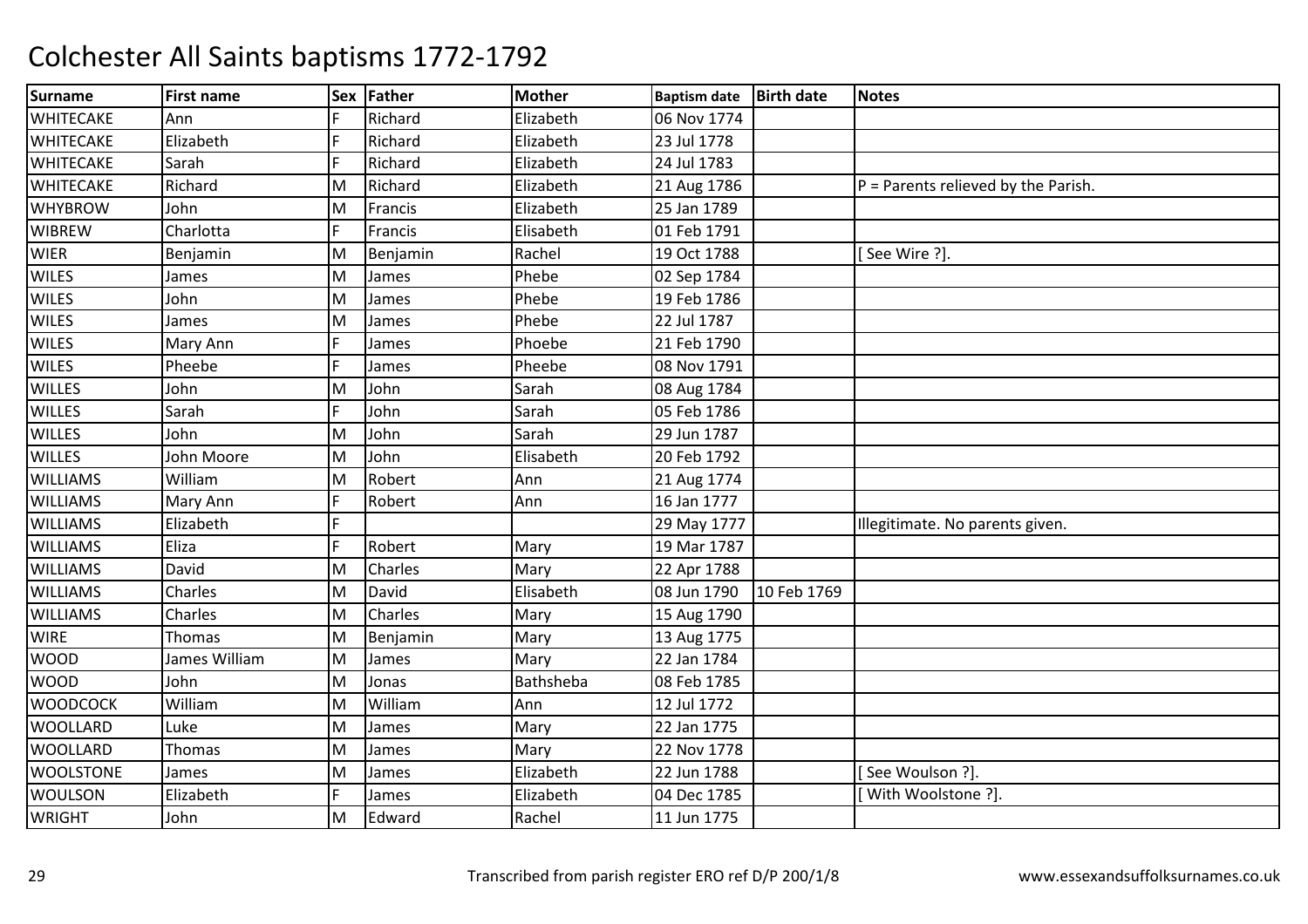# Colchester All Saints baptisms 1772-1792

| Surname | First name | Sex | Father | Mother | Baptism date | Birth date | Notes |
|---|---|---|---|---|---|---|---|
| WHITECAKE | Ann | F | Richard | Elizabeth | 06 Nov 1774 | | |
| WHITECAKE | Elizabeth | F | Richard | Elizabeth | 23 Jul 1778 | | |
| WHITECAKE | Sarah | F | Richard | Elizabeth | 24 Jul 1783 | | |
| WHITECAKE | Richard | M | Richard | Elizabeth | 21 Aug 1786 | | P = Parents relieved by the Parish. |
| WHYBROW | John | M | Francis | Elizabeth | 25 Jan 1789 | | |
| WIBREW | Charlotta | F | Francis | Elisabeth | 01 Feb 1791 | | |
| WIER | Benjamin | M | Benjamin | Rachel | 19 Oct 1788 | | [ See Wire ?]. |
| WILES | James | M | James | Phebe | 02 Sep 1784 | | |
| WILES | John | M | James | Phebe | 19 Feb 1786 | | |
| WILES | James | M | James | Phebe | 22 Jul 1787 | | |
| WILES | Mary Ann | F | James | Phoebe | 21 Feb 1790 | | |
| WILES | Pheebe | F | James | Pheebe | 08 Nov 1791 | | |
| WILLES | John | M | John | Sarah | 08 Aug 1784 | | |
| WILLES | Sarah | F | John | Sarah | 05 Feb 1786 | | |
| WILLES | John | M | John | Sarah | 29 Jun 1787 | | |
| WILLES | John Moore | M | John | Elisabeth | 20 Feb 1792 | | |
| WILLIAMS | William | M | Robert | Ann | 21 Aug 1774 | | |
| WILLIAMS | Mary Ann | F | Robert | Ann | 16 Jan 1777 | | |
| WILLIAMS | Elizabeth | F | | | 29 May 1777 | | Illegitimate. No parents given. |
| WILLIAMS | Eliza | F | Robert | Mary | 19 Mar 1787 | | |
| WILLIAMS | David | M | Charles | Mary | 22 Apr 1788 | | |
| WILLIAMS | Charles | M | David | Elisabeth | 08 Jun 1790 | 10 Feb 1769 | |
| WILLIAMS | Charles | M | Charles | Mary | 15 Aug 1790 | | |
| WIRE | Thomas | M | Benjamin | Mary | 13 Aug 1775 | | |
| WOOD | James William | M | James | Mary | 22 Jan 1784 | | |
| WOOD | John | M | Jonas | Bathsheba | 08 Feb 1785 | | |
| WOODCOCK | William | M | William | Ann | 12 Jul 1772 | | |
| WOOLLARD | Luke | M | James | Mary | 22 Jan 1775 | | |
| WOOLLARD | Thomas | M | James | Mary | 22 Nov 1778 | | |
| WOOLSTONE | James | M | James | Elizabeth | 22 Jun 1788 | | [ See Woulson ?]. |
| WOULSON | Elizabeth | F | James | Elizabeth | 04 Dec 1785 | | [ With Woolstone ?]. |
| WRIGHT | John | M | Edward | Rachel | 11 Jun 1775 | | |

Transcribed from parish register ERO ref D/P 200/1/8

www.essexandsuffolksurnames.co.uk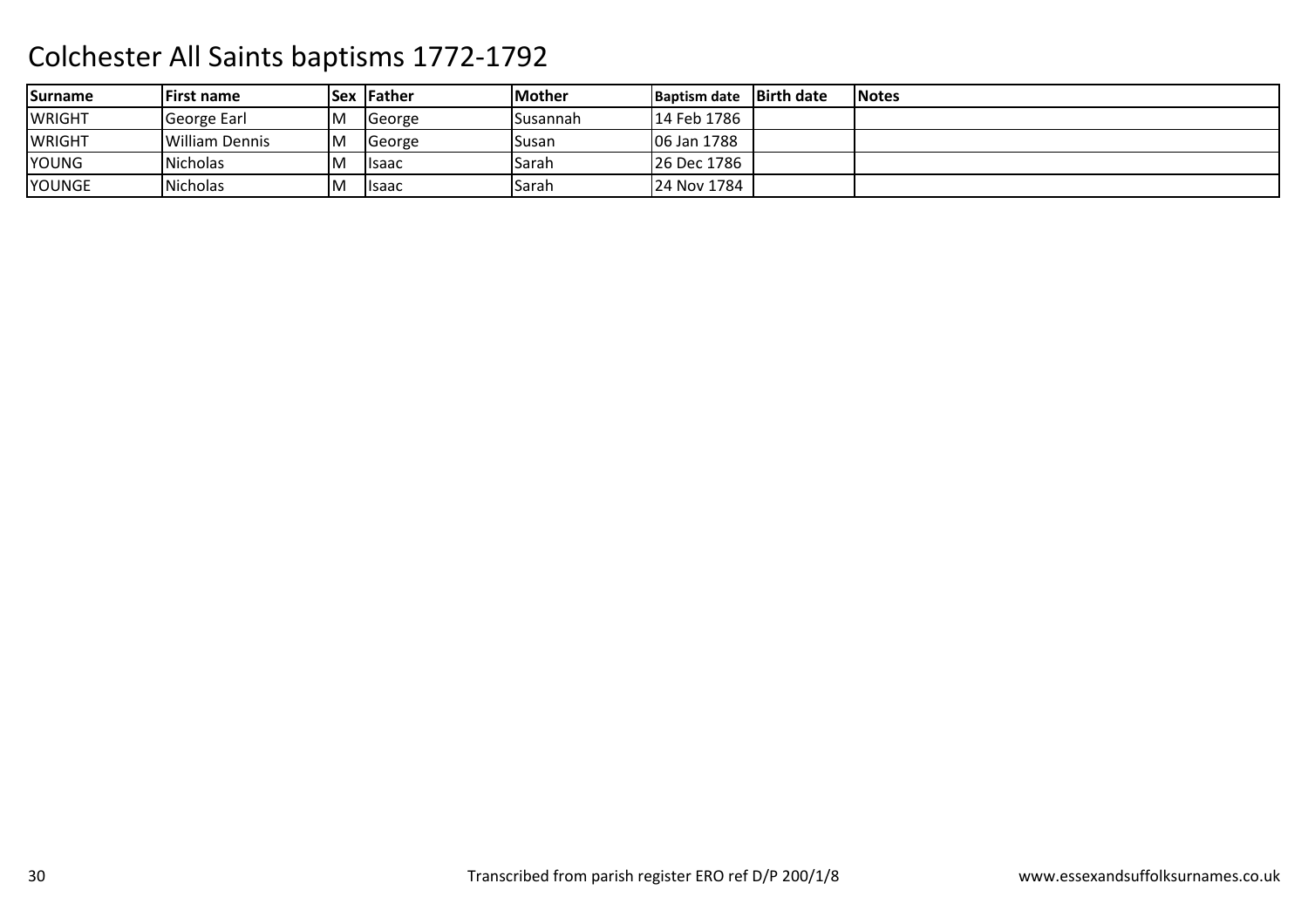# Colchester All Saints baptisms 1772-1792

| Surname | First name | Sex | Father | Mother | Baptism date | Birth date | Notes |
|---|---|---|---|---|---|---|---|
| WRIGHT | George Earl | M | George | Susannah | 14 Feb 1786 | | |
| WRIGHT | William Dennis | M | George | Susan | 06 Jan 1788 | | |
| YOUNG | Nicholas | M | Isaac | Sarah | 26 Dec 1786 | | |
| YOUNGE | Nicholas | M | Isaac | Sarah | 24 Nov 1784 | | |

Transcribed from parish register ERO ref D/P 200/1/8

www.essexandsuffolksurnames.co.uk